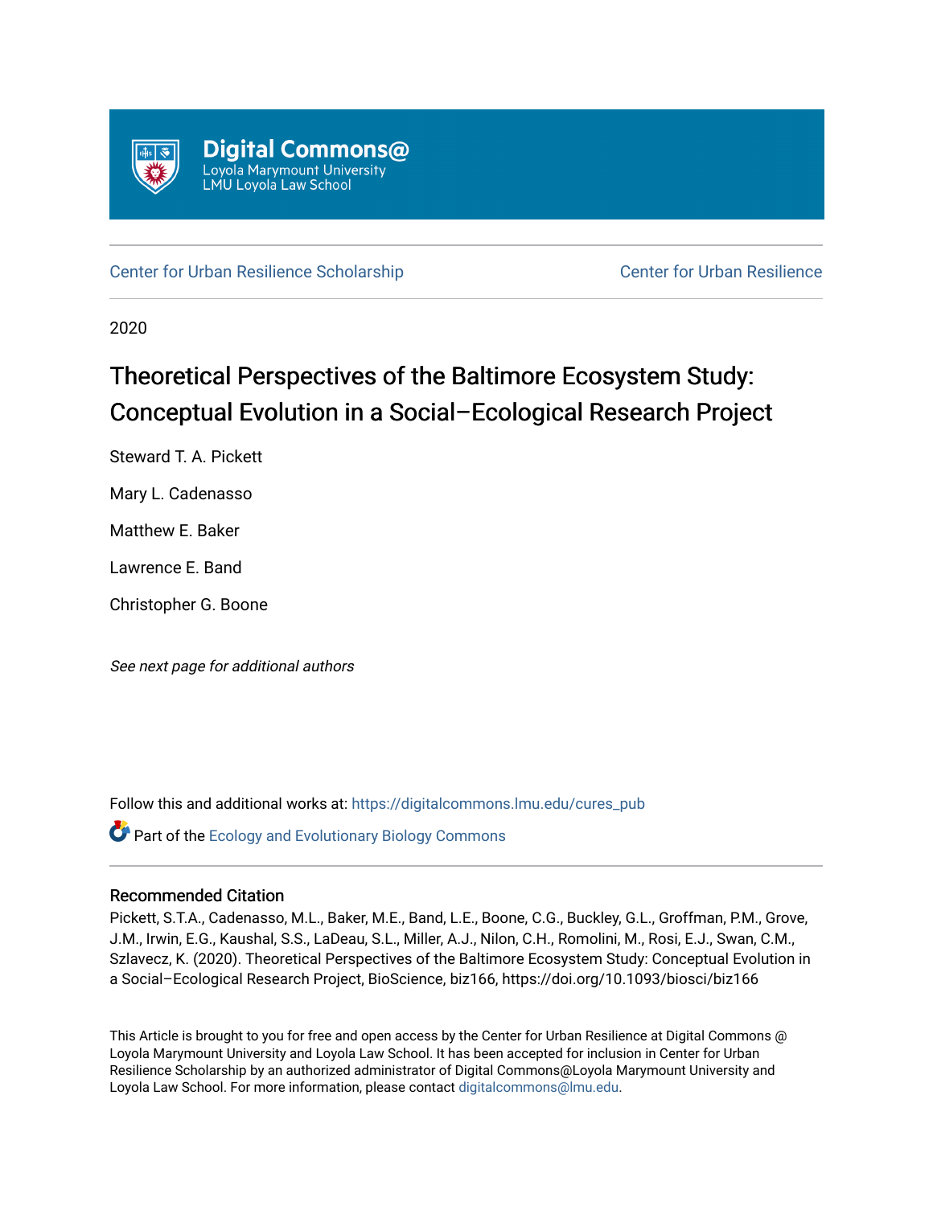Digital Commons@
Loyola Marymount University
LMU Loyola Law School

Center for Urban Resilience Scholarship | Center for Urban Resilience

2020

# Theoretical Perspectives of the Baltimore Ecosystem Study: Conceptual Evolution in a Social–Ecological Research Project

Steward T. A. Pickett

Mary L. Cadenasso

Matthew E. Baker

Lawrence E. Band

Christopher G. Boone

*See next page for additional authors*

Follow this and additional works at: https://digitalcommons.lmu.edu/cures_pub

Part of the Ecology and Evolutionary Biology Commons

## Recommended Citation

Pickett, S.T.A., Cadenasso, M.L., Baker, M.E., Band, L.E., Boone, C.G., Buckley, G.L., Groffman, P.M., Grove, J.M., Irwin, E.G., Kaushal, S.S., LaDeau, S.L., Miller, A.J., Nilon, C.H., Romolini, M., Rosi, E.J., Swan, C.M., Szlavecz, K. (2020). Theoretical Perspectives of the Baltimore Ecosystem Study: Conceptual Evolution in a Social–Ecological Research Project, BioScience, biz166, https://doi.org/10.1093/biosci/biz166

This Article is brought to you for free and open access by the Center for Urban Resilience at Digital Commons @ Loyola Marymount University and Loyola Law School. It has been accepted for inclusion in Center for Urban Resilience Scholarship by an authorized administrator of Digital Commons@Loyola Marymount University and Loyola Law School. For more information, please contact digitalcommons@lmu.edu.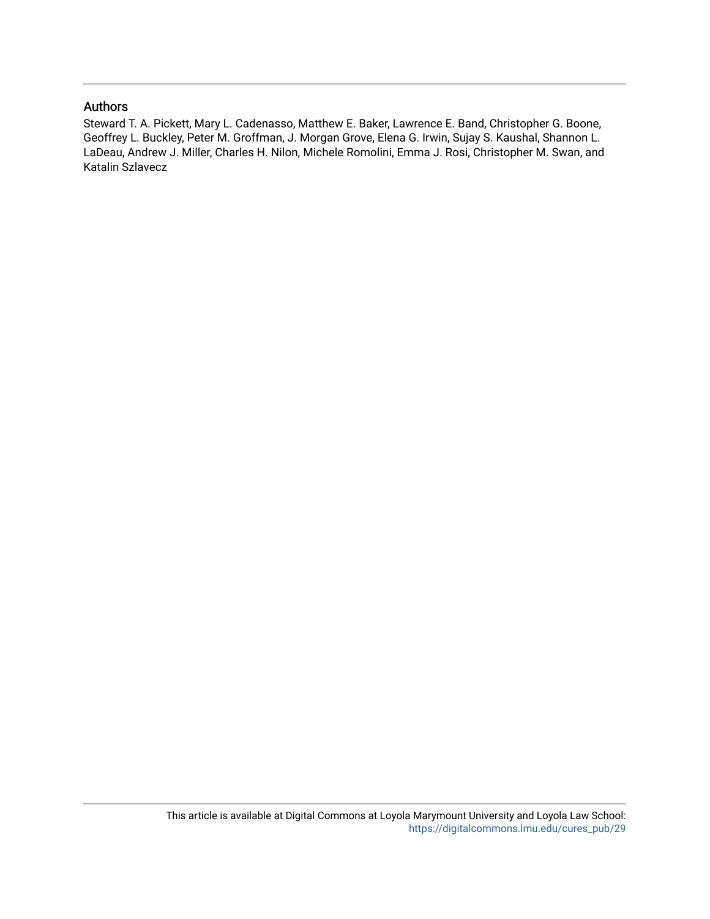## Authors

Steward T. A. Pickett, Mary L. Cadenasso, Matthew E. Baker, Lawrence E. Band, Christopher G. Boone, Geoffrey L. Buckley, Peter M. Groffman, J. Morgan Grove, Elena G. Irwin, Sujay S. Kaushal, Shannon L. LaDeau, Andrew J. Miller, Charles H. Nilon, Michele Romolini, Emma J. Rosi, Christopher M. Swan, and Katalin Szlavecz

This article is available at Digital Commons at Loyola Marymount University and Loyola Law School: https://digitalcommons.lmu.edu/cures_pub/29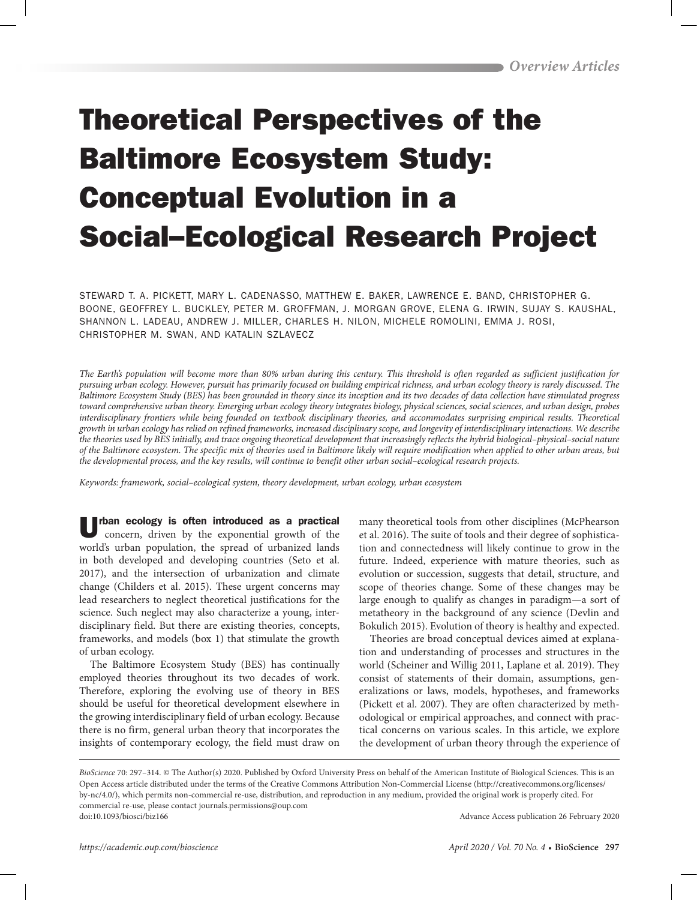# Theoretical Perspectives of the Baltimore Ecosystem Study: Conceptual Evolution in a Social–Ecological Research Project

STEWARD T. A. PICKETT, MARY L. CADENASSO, MATTHEW E. BAKER, LAWRENCE E. BAND, CHRISTOPHER G. BOONE, GEOFFREY L. BUCKLEY, PETER M. GROFFMAN, J. MORGAN GROVE, ELENA G. IRWIN, SUJAY S. KAUSHAL, SHANNON L. LADEAU, ANDREW J. MILLER, CHARLES H. NILON, MICHELE ROMOLINI, EMMA J. ROSI, CHRISTOPHER M. SWAN, AND KATALIN SZLAVECZ

*The Earth's population will become more than 80% urban during this century. This threshold is often regarded as sufficient justification for pursuing urban ecology. However, pursuit has primarily focused on building empirical richness, and urban ecology theory is rarely discussed. The Baltimore Ecosystem Study (BES) has been grounded in theory since its inception and its two decades of data collection have stimulated progress toward comprehensive urban theory. Emerging urban ecology theory integrates biology, physical sciences, social sciences, and urban design, probes interdisciplinary frontiers while being founded on textbook disciplinary theories, and accommodates surprising empirical results. Theoretical growth in urban ecology has relied on refined frameworks, increased disciplinary scope, and longevity of interdisciplinary interactions. We describe the theories used by BES initially, and trace ongoing theoretical development that increasingly reflects the hybrid biological–physical–social nature of the Baltimore ecosystem. The specific mix of theories used in Baltimore likely will require modification when applied to other urban areas, but the developmental process, and the key results, will continue to benefit other urban social–ecological research projects.*

*Keywords: framework, social–ecological system, theory development, urban ecology, urban ecosystem*

**Urban ecology is often introduced as a practical** concern, driven by the exponential growth of the world's urban population, the spread of urbanized lands in both developed and developing countries (Seto et al. 2017), and the intersection of urbanization and climate change (Childers et al. 2015). These urgent concerns may lead researchers to neglect theoretical justifications for the science. Such neglect may also characterize a young, interdisciplinary field. But there are existing theories, concepts, frameworks, and models (box 1) that stimulate the growth of urban ecology.

The Baltimore Ecosystem Study (BES) has continually employed theories throughout its two decades of work. Therefore, exploring the evolving use of theory in BES should be useful for theoretical development elsewhere in the growing interdisciplinary field of urban ecology. Because there is no firm, general urban theory that incorporates the insights of contemporary ecology, the field must draw on many theoretical tools from other disciplines (McPhearson et al. 2016). The suite of tools and their degree of sophistication and connectedness will likely continue to grow in the future. Indeed, experience with mature theories, such as evolution or succession, suggests that detail, structure, and scope of theories change. Some of these changes may be large enough to qualify as changes in paradigm—a sort of metatheory in the background of any science (Devlin and Bokulich 2015). Evolution of theory is healthy and expected.

Theories are broad conceptual devices aimed at explanation and understanding of processes and structures in the world (Scheiner and Willig 2011, Laplane et al. 2019). They consist of statements of their domain, assumptions, generalizations or laws, models, hypotheses, and frameworks (Pickett et al. 2007). They are often characterized by methodological or empirical approaches, and connect with practical concerns on various scales. In this article, we explore the development of urban theory through the experience of

*BioScience* 70: 297–314. © The Author(s) 2020. Published by Oxford University Press on behalf of the American Institute of Biological Sciences. This is an Open Access article distributed under the terms of the Creative Commons Attribution Non-Commercial License (http://creativecommons.org/licenses/by-nc/4.0/), which permits non-commercial re-use, distribution, and reproduction in any medium, provided the original work is properly cited. For commercial re-use, please contact journals.permissions@oup.com
doi:10.1093/biosci/biz166 Advance Access publication 26 February 2020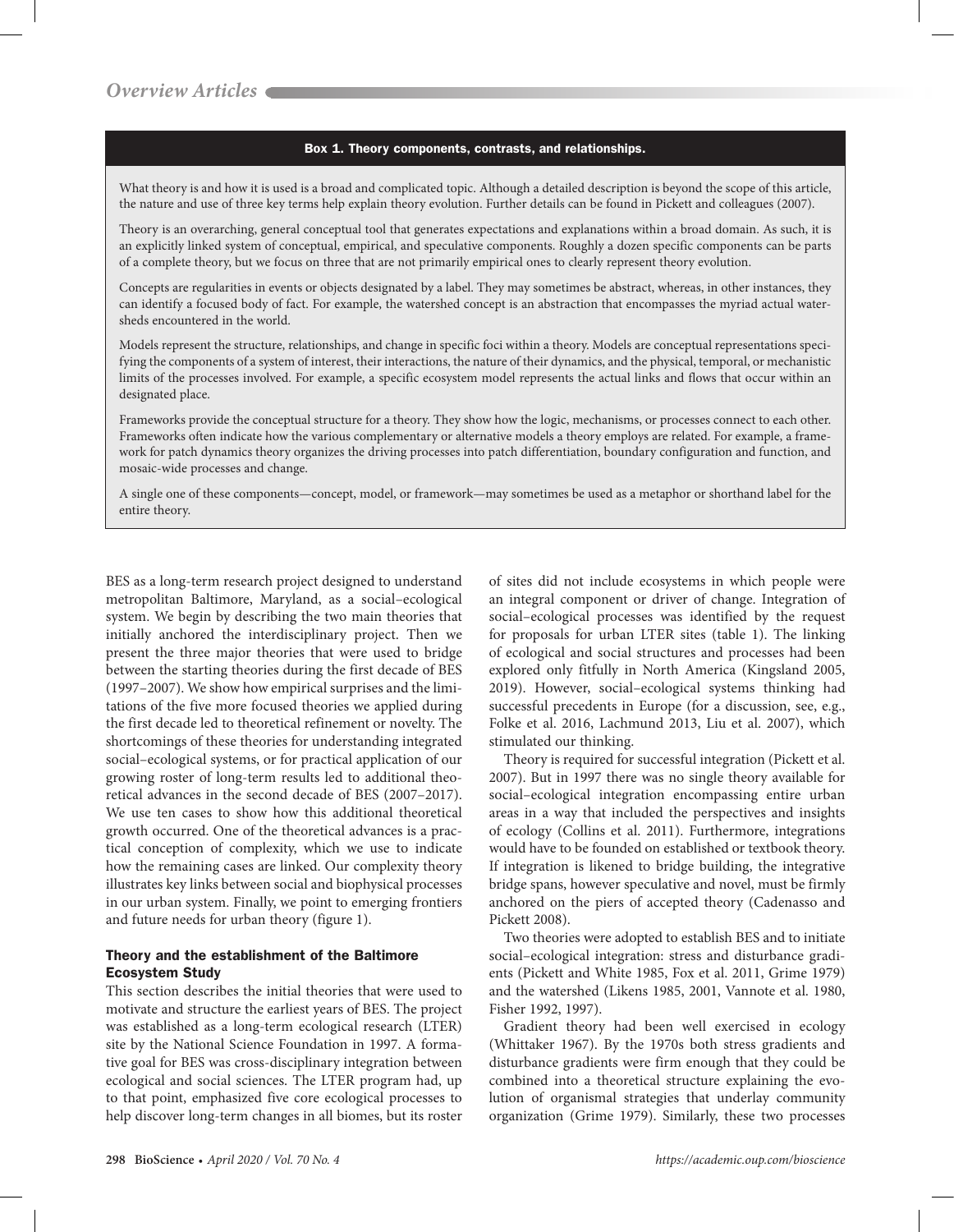### Box 1. Theory components, contrasts, and relationships.

What theory is and how it is used is a broad and complicated topic. Although a detailed description is beyond the scope of this article, the nature and use of three key terms help explain theory evolution. Further details can be found in Pickett and colleagues (2007).

Theory is an overarching, general conceptual tool that generates expectations and explanations within a broad domain. As such, it is an explicitly linked system of conceptual, empirical, and speculative components. Roughly a dozen specific components can be parts of a complete theory, but we focus on three that are not primarily empirical ones to clearly represent theory evolution.

Concepts are regularities in events or objects designated by a label. They may sometimes be abstract, whereas, in other instances, they can identify a focused body of fact. For example, the watershed concept is an abstraction that encompasses the myriad actual watersheds encountered in the world.

Models represent the structure, relationships, and change in specific foci within a theory. Models are conceptual representations specifying the components of a system of interest, their interactions, the nature of their dynamics, and the physical, temporal, or mechanistic limits of the processes involved. For example, a specific ecosystem model represents the actual links and flows that occur within an designated place.

Frameworks provide the conceptual structure for a theory. They show how the logic, mechanisms, or processes connect to each other. Frameworks often indicate how the various complementary or alternative models a theory employs are related. For example, a framework for patch dynamics theory organizes the driving processes into patch differentiation, boundary configuration and function, and mosaic-wide processes and change.

A single one of these components—concept, model, or framework—may sometimes be used as a metaphor or shorthand label for the entire theory.

BES as a long-term research project designed to understand metropolitan Baltimore, Maryland, as a social–ecological system. We begin by describing the two main theories that initially anchored the interdisciplinary project. Then we present the three major theories that were used to bridge between the starting theories during the first decade of BES (1997–2007). We show how empirical surprises and the limitations of the five more focused theories we applied during the first decade led to theoretical refinement or novelty. The shortcomings of these theories for understanding integrated social–ecological systems, or for practical application of our growing roster of long-term results led to additional theoretical advances in the second decade of BES (2007–2017). We use ten cases to show how this additional theoretical growth occurred. One of the theoretical advances is a practical conception of complexity, which we use to indicate how the remaining cases are linked. Our complexity theory illustrates key links between social and biophysical processes in our urban system. Finally, we point to emerging frontiers and future needs for urban theory (figure 1).

## Theory and the establishment of the Baltimore Ecosystem Study

This section describes the initial theories that were used to motivate and structure the earliest years of BES. The project was established as a long-term ecological research (LTER) site by the National Science Foundation in 1997. A formative goal for BES was cross-disciplinary integration between ecological and social sciences. The LTER program had, up to that point, emphasized five core ecological processes to help discover long-term changes in all biomes, but its roster of sites did not include ecosystems in which people were an integral component or driver of change. Integration of social–ecological processes was identified by the request for proposals for urban LTER sites (table 1). The linking of ecological and social structures and processes had been explored only fitfully in North America (Kingsland 2005, 2019). However, social–ecological systems thinking had successful precedents in Europe (for a discussion, see, e.g., Folke et al. 2016, Lachmund 2013, Liu et al. 2007), which stimulated our thinking.

Theory is required for successful integration (Pickett et al. 2007). But in 1997 there was no single theory available for social–ecological integration encompassing entire urban areas in a way that included the perspectives and insights of ecology (Collins et al. 2011). Furthermore, integrations would have to be founded on established or textbook theory. If integration is likened to bridge building, the integrative bridge spans, however speculative and novel, must be firmly anchored on the piers of accepted theory (Cadenasso and Pickett 2008).

Two theories were adopted to establish BES and to initiate social–ecological integration: stress and disturbance gradients (Pickett and White 1985, Fox et al. 2011, Grime 1979) and the watershed (Likens 1985, 2001, Vannote et al. 1980, Fisher 1992, 1997).

Gradient theory had been well exercised in ecology (Whittaker 1967). By the 1970s both stress gradients and disturbance gradients were firm enough that they could be combined into a theoretical structure explaining the evolution of organismal strategies that underlay community organization (Grime 1979). Similarly, these two processes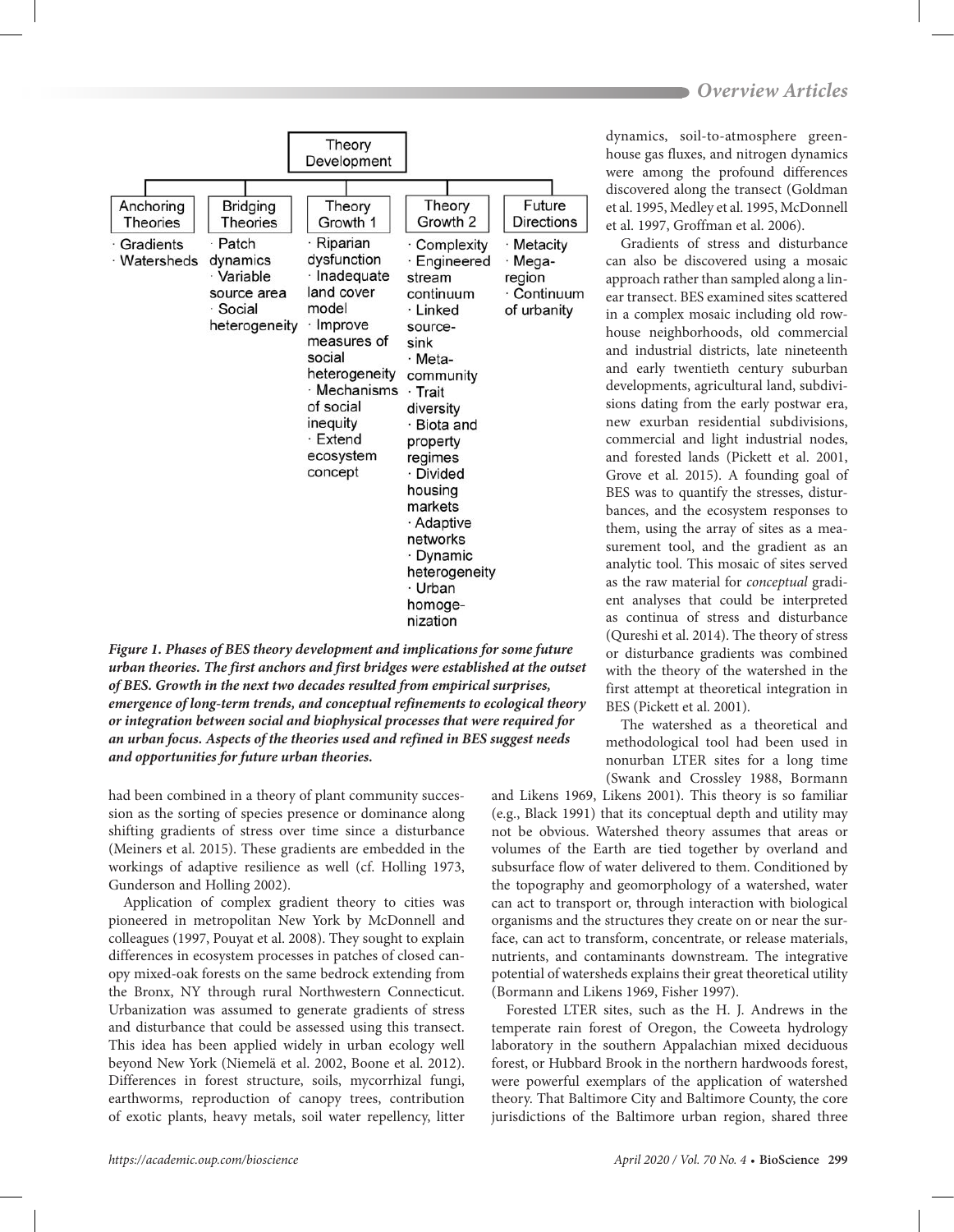**Theory Development**

| Anchoring Theories | Bridging Theories | Theory Growth 1 | Theory Growth 2 | Future Directions |
|---|---|---|---|---|
| · Gradients<br>· Watersheds | · Patch dynamics<br>· Variable source area<br>· Social heterogeneity | · Riparian dysfunction<br>· Inadequate land cover model<br>· Improve measures of social heterogeneity<br>· Mechanisms of social inequity<br>· Extend ecosystem concept | · Complexity<br>· Engineered stream continuum<br>· Linked source-sink<br>· Meta-community<br>· Trait diversity<br>· Biota and property regimes<br>· Divided housing markets<br>· Adaptive networks<br>· Dynamic heterogeneity<br>· Urban homogenization | · Metacity<br>· Mega-region<br>· Continuum of urbanity |

***Figure 1. Phases of BES theory development and implications for some future urban theories. The first anchors and first bridges were established at the outset of BES. Growth in the next two decades resulted from empirical surprises, emergence of long-term trends, and conceptual refinements to ecological theory or integration between social and biophysical processes that were required for an urban focus. Aspects of the theories used and refined in BES suggest needs and opportunities for future urban theories.***

had been combined in a theory of plant community succession as the sorting of species presence or dominance along shifting gradients of stress over time since a disturbance (Meiners et al. 2015). These gradients are embedded in the workings of adaptive resilience as well (cf. Holling 1973, Gunderson and Holling 2002).

Application of complex gradient theory to cities was pioneered in metropolitan New York by McDonnell and colleagues (1997, Pouyat et al. 2008). They sought to explain differences in ecosystem processes in patches of closed canopy mixed-oak forests on the same bedrock extending from the Bronx, NY through rural Northwestern Connecticut. Urbanization was assumed to generate gradients of stress and disturbance that could be assessed using this transect. This idea has been applied widely in urban ecology well beyond New York (Niemelä et al. 2002, Boone et al. 2012). Differences in forest structure, soils, mycorrhizal fungi, earthworms, reproduction of canopy trees, contribution of exotic plants, heavy metals, soil water repellency, litter dynamics, soil-to-atmosphere greenhouse gas fluxes, and nitrogen dynamics were among the profound differences discovered along the transect (Goldman et al. 1995, Medley et al. 1995, McDonnell et al. 1997, Groffman et al. 2006).

Gradients of stress and disturbance can also be discovered using a mosaic approach rather than sampled along a linear transect. BES examined sites scattered in a complex mosaic including old rowhouse neighborhoods, old commercial and industrial districts, late nineteenth and early twentieth century suburban developments, agricultural land, subdivisions dating from the early postwar era, new exurban residential subdivisions, commercial and light industrial nodes, and forested lands (Pickett et al. 2001, Grove et al. 2015). A founding goal of BES was to quantify the stresses, disturbances, and the ecosystem responses to them, using the array of sites as a measurement tool, and the gradient as an analytic tool. This mosaic of sites served as the raw material for *conceptual* gradient analyses that could be interpreted as continua of stress and disturbance (Qureshi et al. 2014). The theory of stress or disturbance gradients was combined with the theory of the watershed in the first attempt at theoretical integration in BES (Pickett et al. 2001).

The watershed as a theoretical and methodological tool had been used in nonurban LTER sites for a long time (Swank and Crossley 1988, Bormann and Likens 1969, Likens 2001). This theory is so familiar (e.g., Black 1991) that its conceptual depth and utility may not be obvious. Watershed theory assumes that areas or volumes of the Earth are tied together by overland and subsurface flow of water delivered to them. Conditioned by the topography and geomorphology of a watershed, water can act to transport or, through interaction with biological organisms and the structures they create on or near the surface, can act to transform, concentrate, or release materials, nutrients, and contaminants downstream. The integrative potential of watersheds explains their great theoretical utility (Bormann and Likens 1969, Fisher 1997).

Forested LTER sites, such as the H. J. Andrews in the temperate rain forest of Oregon, the Coweeta hydrology laboratory in the southern Appalachian mixed deciduous forest, or Hubbard Brook in the northern hardwoods forest, were powerful exemplars of the application of watershed theory. That Baltimore City and Baltimore County, the core jurisdictions of the Baltimore urban region, shared three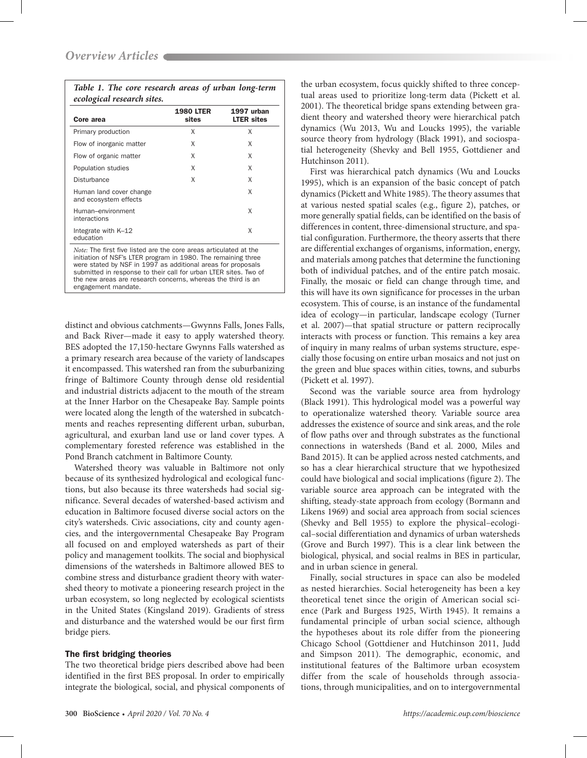*Table 1. The core research areas of urban long-term ecological research sites.*

| Core area | 1980 LTER sites | 1997 urban LTER sites |
|---|---|---|
| Primary production | X | X |
| Flow of inorganic matter | X | X |
| Flow of organic matter | X | X |
| Population studies | X | X |
| Disturbance | X | X |
| Human land cover change and ecosystem effects | | X |
| Human–environment interactions | | X |
| Integrate with K–12 education | | X |

*Note:* The first five listed are the core areas articulated at the initiation of NSF's LTER program in 1980. The remaining three were stated by NSF in 1997 as additional areas for proposals submitted in response to their call for urban LTER sites. Two of the new areas are research concerns, whereas the third is an engagement mandate.

distinct and obvious catchments—Gwynns Falls, Jones Falls, and Back River—made it easy to apply watershed theory. BES adopted the 17,150-hectare Gwynns Falls watershed as a primary research area because of the variety of landscapes it encompassed. This watershed ran from the suburbanizing fringe of Baltimore County through dense old residential and industrial districts adjacent to the mouth of the stream at the Inner Harbor on the Chesapeake Bay. Sample points were located along the length of the watershed in subcatchments and reaches representing different urban, suburban, agricultural, and exurban land use or land cover types. A complementary forested reference was established in the Pond Branch catchment in Baltimore County.

Watershed theory was valuable in Baltimore not only because of its synthesized hydrological and ecological functions, but also because its three watersheds had social significance. Several decades of watershed-based activism and education in Baltimore focused diverse social actors on the city's watersheds. Civic associations, city and county agencies, and the intergovernmental Chesapeake Bay Program all focused on and employed watersheds as part of their policy and management toolkits. The social and biophysical dimensions of the watersheds in Baltimore allowed BES to combine stress and disturbance gradient theory with watershed theory to motivate a pioneering research project in the urban ecosystem, so long neglected by ecological scientists in the United States (Kingsland 2019). Gradients of stress and disturbance and the watershed would be our first firm bridge piers.

## The first bridging theories

The two theoretical bridge piers described above had been identified in the first BES proposal. In order to empirically integrate the biological, social, and physical components of the urban ecosystem, focus quickly shifted to three conceptual areas used to prioritize long-term data (Pickett et al. 2001). The theoretical bridge spans extending between gradient theory and watershed theory were hierarchical patch dynamics (Wu 2013, Wu and Loucks 1995), the variable source theory from hydrology (Black 1991), and sociospatial heterogeneity (Shevky and Bell 1955, Gottdiener and Hutchinson 2011).

First was hierarchical patch dynamics (Wu and Loucks 1995), which is an expansion of the basic concept of patch dynamics (Pickett and White 1985). The theory assumes that at various nested spatial scales (e.g., figure 2), patches, or more generally spatial fields, can be identified on the basis of differences in content, three-dimensional structure, and spatial configuration. Furthermore, the theory asserts that there are differential exchanges of organisms, information, energy, and materials among patches that determine the functioning both of individual patches, and of the entire patch mosaic. Finally, the mosaic or field can change through time, and this will have its own significance for processes in the urban ecosystem. This of course, is an instance of the fundamental idea of ecology—in particular, landscape ecology (Turner et al. 2007)—that spatial structure or pattern reciprocally interacts with process or function. This remains a key area of inquiry in many realms of urban systems structure, especially those focusing on entire urban mosaics and not just on the green and blue spaces within cities, towns, and suburbs (Pickett et al. 1997).

Second was the variable source area from hydrology (Black 1991). This hydrological model was a powerful way to operationalize watershed theory. Variable source area addresses the existence of source and sink areas, and the role of flow paths over and through substrates as the functional connections in watersheds (Band et al. 2000, Miles and Band 2015). It can be applied across nested catchments, and so has a clear hierarchical structure that we hypothesized could have biological and social implications (figure 2). The variable source area approach can be integrated with the shifting, steady-state approach from ecology (Bormann and Likens 1969) and social area approach from social sciences (Shevky and Bell 1955) to explore the physical–ecological–social differentiation and dynamics of urban watersheds (Grove and Burch 1997). This is a clear link between the biological, physical, and social realms in BES in particular, and in urban science in general.

Finally, social structures in space can also be modeled as nested hierarchies. Social heterogeneity has been a key theoretical tenet since the origin of American social science (Park and Burgess 1925, Wirth 1945). It remains a fundamental principle of urban social science, although the hypotheses about its role differ from the pioneering Chicago School (Gottdiener and Hutchinson 2011, Judd and Simpson 2011). The demographic, economic, and institutional features of the Baltimore urban ecosystem differ from the scale of households through associations, through municipalities, and on to intergovernmental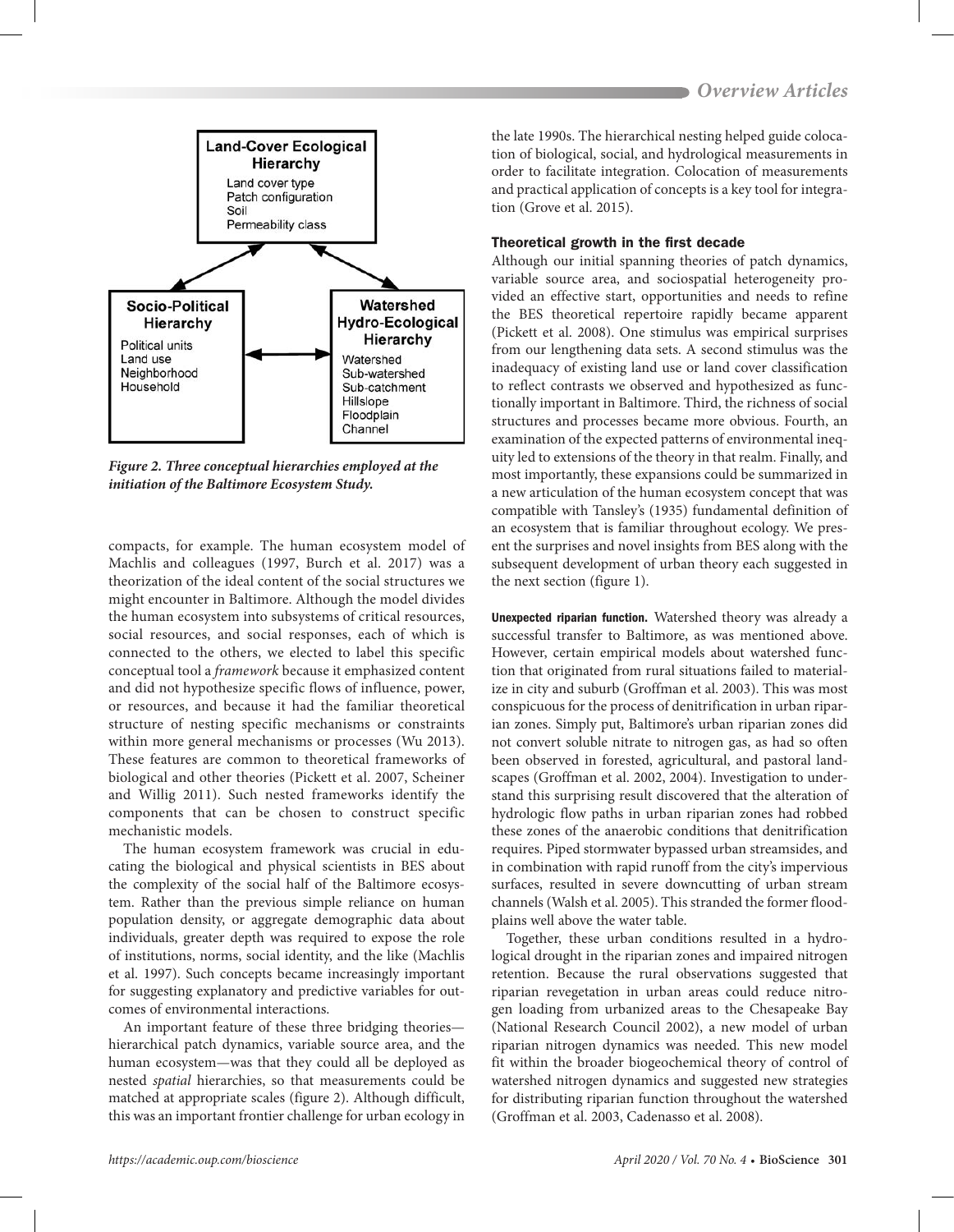**Land-Cover Ecological Hierarchy**

Land cover type
Patch configuration
Soil
Permeability class

**Socio-Political Hierarchy**

Political units
Land use
Neighborhood
Household

**Watershed Hydro-Ecological Hierarchy**

Watershed
Sub-watershed
Sub-catchment
Hillslope
Floodplain
Channel

***Figure 2. Three conceptual hierarchies employed at the initiation of the Baltimore Ecosystem Study.***

compacts, for example. The human ecosystem model of Machlis and colleagues (1997, Burch et al. 2017) was a theorization of the ideal content of the social structures we might encounter in Baltimore. Although the model divides the human ecosystem into subsystems of critical resources, social resources, and social responses, each of which is connected to the others, we elected to label this specific conceptual tool a *framework* because it emphasized content and did not hypothesize specific flows of influence, power, or resources, and because it had the familiar theoretical structure of nesting specific mechanisms or constraints within more general mechanisms or processes (Wu 2013). These features are common to theoretical frameworks of biological and other theories (Pickett et al. 2007, Scheiner and Willig 2011). Such nested frameworks identify the components that can be chosen to construct specific mechanistic models.

The human ecosystem framework was crucial in educating the biological and physical scientists in BES about the complexity of the social half of the Baltimore ecosystem. Rather than the previous simple reliance on human population density, or aggregate demographic data about individuals, greater depth was required to expose the role of institutions, norms, social identity, and the like (Machlis et al. 1997). Such concepts became increasingly important for suggesting explanatory and predictive variables for outcomes of environmental interactions.

An important feature of these three bridging theories—hierarchical patch dynamics, variable source area, and the human ecosystem—was that they could all be deployed as nested *spatial* hierarchies, so that measurements could be matched at appropriate scales (figure 2). Although difficult, this was an important frontier challenge for urban ecology in the late 1990s. The hierarchical nesting helped guide colocation of biological, social, and hydrological measurements in order to facilitate integration. Colocation of measurements and practical application of concepts is a key tool for integration (Grove et al. 2015).

## Theoretical growth in the first decade

Although our initial spanning theories of patch dynamics, variable source area, and sociospatial heterogeneity provided an effective start, opportunities and needs to refine the BES theoretical repertoire rapidly became apparent (Pickett et al. 2008). One stimulus was empirical surprises from our lengthening data sets. A second stimulus was the inadequacy of existing land use or land cover classification to reflect contrasts we observed and hypothesized as functionally important in Baltimore. Third, the richness of social structures and processes became more obvious. Fourth, an examination of the expected patterns of environmental inequity led to extensions of the theory in that realm. Finally, and most importantly, these expansions could be summarized in a new articulation of the human ecosystem concept that was compatible with Tansley's (1935) fundamental definition of an ecosystem that is familiar throughout ecology. We present the surprises and novel insights from BES along with the subsequent development of urban theory each suggested in the next section (figure 1).

**Unexpected riparian function.** Watershed theory was already a successful transfer to Baltimore, as was mentioned above. However, certain empirical models about watershed function that originated from rural situations failed to materialize in city and suburb (Groffman et al. 2003). This was most conspicuous for the process of denitrification in urban riparian zones. Simply put, Baltimore's urban riparian zones did not convert soluble nitrate to nitrogen gas, as had so often been observed in forested, agricultural, and pastoral landscapes (Groffman et al. 2002, 2004). Investigation to understand this surprising result discovered that the alteration of hydrologic flow paths in urban riparian zones had robbed these zones of the anaerobic conditions that denitrification requires. Piped stormwater bypassed urban streamsides, and in combination with rapid runoff from the city's impervious surfaces, resulted in severe downcutting of urban stream channels (Walsh et al. 2005). This stranded the former floodplains well above the water table.

Together, these urban conditions resulted in a hydrological drought in the riparian zones and impaired nitrogen retention. Because the rural observations suggested that riparian revegetation in urban areas could reduce nitrogen loading from urbanized areas to the Chesapeake Bay (National Research Council 2002), a new model of urban riparian nitrogen dynamics was needed. This new model fit within the broader biogeochemical theory of control of watershed nitrogen dynamics and suggested new strategies for distributing riparian function throughout the watershed (Groffman et al. 2003, Cadenasso et al. 2008).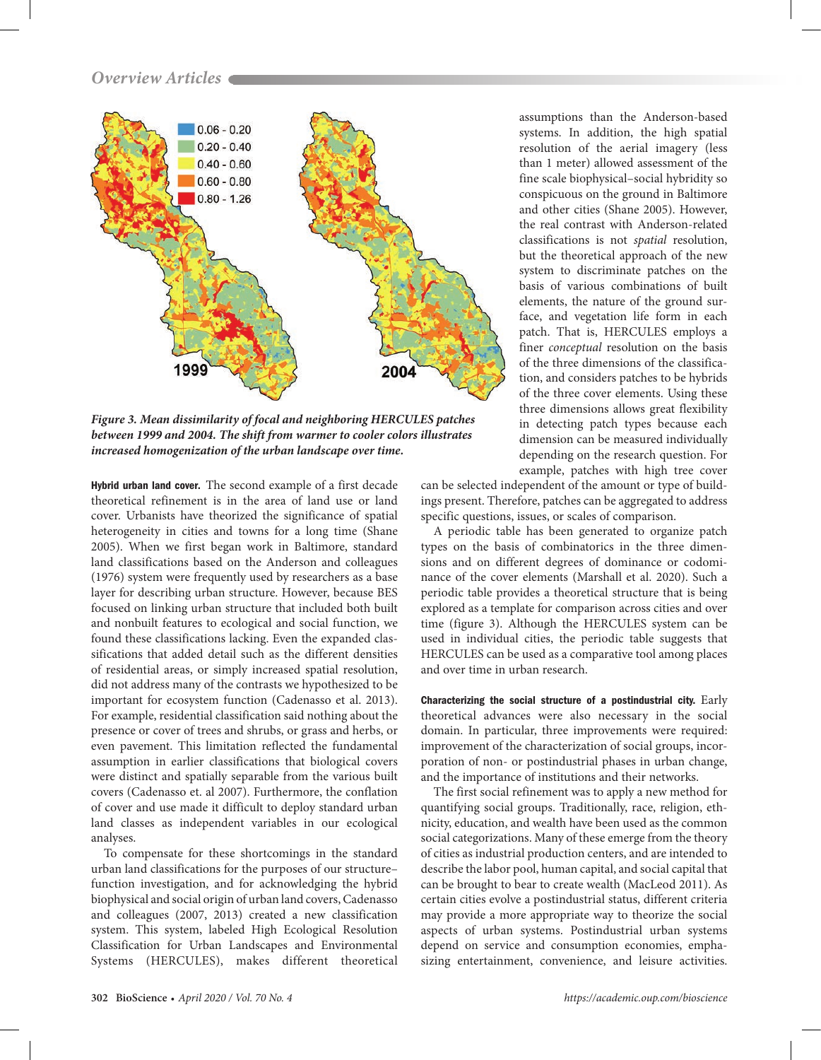Figure 3. Mean dissimilarity of focal and neighboring HERCULES patches between 1999 and 2004. The shift from warmer to cooler colors illustrates increased homogenization of the urban landscape over time.

**Hybrid urban land cover.** The second example of a first decade theoretical refinement is in the area of land use or land cover. Urbanists have theorized the significance of spatial heterogeneity in cities and towns for a long time (Shane 2005). When we first began work in Baltimore, standard land classifications based on the Anderson and colleagues (1976) system were frequently used by researchers as a base layer for describing urban structure. However, because BES focused on linking urban structure that included both built and nonbuilt features to ecological and social function, we found these classifications lacking. Even the expanded classifications that added detail such as the different densities of residential areas, or simply increased spatial resolution, did not address many of the contrasts we hypothesized to be important for ecosystem function (Cadenasso et al. 2013). For example, residential classification said nothing about the presence or cover of trees and shrubs, or grass and herbs, or even pavement. This limitation reflected the fundamental assumption in earlier classifications that biological covers were distinct and spatially separable from the various built covers (Cadenasso et. al 2007). Furthermore, the conflation of cover and use made it difficult to deploy standard urban land classes as independent variables in our ecological analyses.

To compensate for these shortcomings in the standard urban land classifications for the purposes of our structure–function investigation, and for acknowledging the hybrid biophysical and social origin of urban land covers, Cadenasso and colleagues (2007, 2013) created a new classification system. This system, labeled High Ecological Resolution Classification for Urban Landscapes and Environmental Systems (HERCULES), makes different theoretical assumptions than the Anderson-based systems. In addition, the high spatial resolution of the aerial imagery (less than 1 meter) allowed assessment of the fine scale biophysical–social hybridity so conspicuous on the ground in Baltimore and other cities (Shane 2005). However, the real contrast with Anderson-related classifications is not *spatial* resolution, but the theoretical approach of the new system to discriminate patches on the basis of various combinations of built elements, the nature of the ground surface, and vegetation life form in each patch. That is, HERCULES employs a finer *conceptual* resolution on the basis of the three dimensions of the classification, and considers patches to be hybrids of the three cover elements. Using these three dimensions allows great flexibility in detecting patch types because each dimension can be measured individually depending on the research question. For example, patches with high tree cover can be selected independent of the amount or type of buildings present. Therefore, patches can be aggregated to address specific questions, issues, or scales of comparison.

A periodic table has been generated to organize patch types on the basis of combinatorics in the three dimensions and on different degrees of dominance or codominance of the cover elements (Marshall et al. 2020). Such a periodic table provides a theoretical structure that is being explored as a template for comparison across cities and over time (figure 3). Although the HERCULES system can be used in individual cities, the periodic table suggests that HERCULES can be used as a comparative tool among places and over time in urban research.

**Characterizing the social structure of a postindustrial city.** Early theoretical advances were also necessary in the social domain. In particular, three improvements were required: improvement of the characterization of social groups, incorporation of non- or postindustrial phases in urban change, and the importance of institutions and their networks.

The first social refinement was to apply a new method for quantifying social groups. Traditionally, race, religion, ethnicity, education, and wealth have been used as the common social categorizations. Many of these emerge from the theory of cities as industrial production centers, and are intended to describe the labor pool, human capital, and social capital that can be brought to bear to create wealth (MacLeod 2011). As certain cities evolve a postindustrial status, different criteria may provide a more appropriate way to theorize the social aspects of urban systems. Postindustrial urban systems depend on service and consumption economies, emphasizing entertainment, convenience, and leisure activities.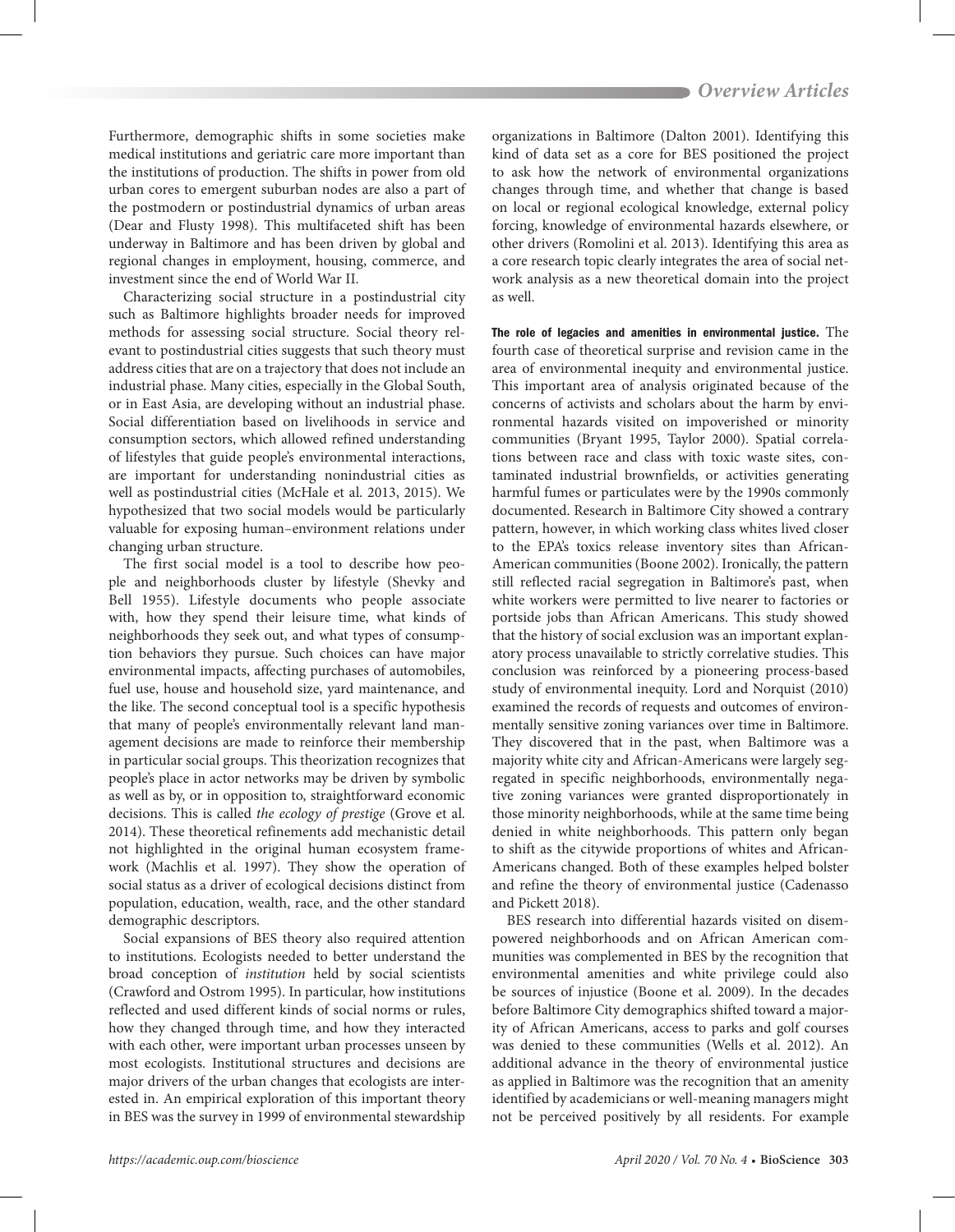Furthermore, demographic shifts in some societies make medical institutions and geriatric care more important than the institutions of production. The shifts in power from old urban cores to emergent suburban nodes are also a part of the postmodern or postindustrial dynamics of urban areas (Dear and Flusty 1998). This multifaceted shift has been underway in Baltimore and has been driven by global and regional changes in employment, housing, commerce, and investment since the end of World War II.

Characterizing social structure in a postindustrial city such as Baltimore highlights broader needs for improved methods for assessing social structure. Social theory relevant to postindustrial cities suggests that such theory must address cities that are on a trajectory that does not include an industrial phase. Many cities, especially in the Global South, or in East Asia, are developing without an industrial phase. Social differentiation based on livelihoods in service and consumption sectors, which allowed refined understanding of lifestyles that guide people's environmental interactions, are important for understanding nonindustrial cities as well as postindustrial cities (McHale et al. 2013, 2015). We hypothesized that two social models would be particularly valuable for exposing human–environment relations under changing urban structure.

The first social model is a tool to describe how people and neighborhoods cluster by lifestyle (Shevky and Bell 1955). Lifestyle documents who people associate with, how they spend their leisure time, what kinds of neighborhoods they seek out, and what types of consumption behaviors they pursue. Such choices can have major environmental impacts, affecting purchases of automobiles, fuel use, house and household size, yard maintenance, and the like. The second conceptual tool is a specific hypothesis that many of people's environmentally relevant land management decisions are made to reinforce their membership in particular social groups. This theorization recognizes that people's place in actor networks may be driven by symbolic as well as by, or in opposition to, straightforward economic decisions. This is called *the ecology of prestige* (Grove et al. 2014). These theoretical refinements add mechanistic detail not highlighted in the original human ecosystem framework (Machlis et al. 1997). They show the operation of social status as a driver of ecological decisions distinct from population, education, wealth, race, and the other standard demographic descriptors.

Social expansions of BES theory also required attention to institutions. Ecologists needed to better understand the broad conception of *institution* held by social scientists (Crawford and Ostrom 1995). In particular, how institutions reflected and used different kinds of social norms or rules, how they changed through time, and how they interacted with each other, were important urban processes unseen by most ecologists. Institutional structures and decisions are major drivers of the urban changes that ecologists are interested in. An empirical exploration of this important theory in BES was the survey in 1999 of environmental stewardship organizations in Baltimore (Dalton 2001). Identifying this kind of data set as a core for BES positioned the project to ask how the network of environmental organizations changes through time, and whether that change is based on local or regional ecological knowledge, external policy forcing, knowledge of environmental hazards elsewhere, or other drivers (Romolini et al. 2013). Identifying this area as a core research topic clearly integrates the area of social network analysis as a new theoretical domain into the project as well.

**The role of legacies and amenities in environmental justice.** The fourth case of theoretical surprise and revision came in the area of environmental inequity and environmental justice. This important area of analysis originated because of the concerns of activists and scholars about the harm by environmental hazards visited on impoverished or minority communities (Bryant 1995, Taylor 2000). Spatial correlations between race and class with toxic waste sites, contaminated industrial brownfields, or activities generating harmful fumes or particulates were by the 1990s commonly documented. Research in Baltimore City showed a contrary pattern, however, in which working class whites lived closer to the EPA's toxics release inventory sites than African-American communities (Boone 2002). Ironically, the pattern still reflected racial segregation in Baltimore's past, when white workers were permitted to live nearer to factories or portside jobs than African Americans. This study showed that the history of social exclusion was an important explanatory process unavailable to strictly correlative studies. This conclusion was reinforced by a pioneering process-based study of environmental inequity. Lord and Norquist (2010) examined the records of requests and outcomes of environmentally sensitive zoning variances over time in Baltimore. They discovered that in the past, when Baltimore was a majority white city and African-Americans were largely segregated in specific neighborhoods, environmentally negative zoning variances were granted disproportionately in those minority neighborhoods, while at the same time being denied in white neighborhoods. This pattern only began to shift as the citywide proportions of whites and African-Americans changed. Both of these examples helped bolster and refine the theory of environmental justice (Cadenasso and Pickett 2018).

BES research into differential hazards visited on disempowered neighborhoods and on African American communities was complemented in BES by the recognition that environmental amenities and white privilege could also be sources of injustice (Boone et al. 2009). In the decades before Baltimore City demographics shifted toward a majority of African Americans, access to parks and golf courses was denied to these communities (Wells et al. 2012). An additional advance in the theory of environmental justice as applied in Baltimore was the recognition that an amenity identified by academicians or well-meaning managers might not be perceived positively by all residents. For example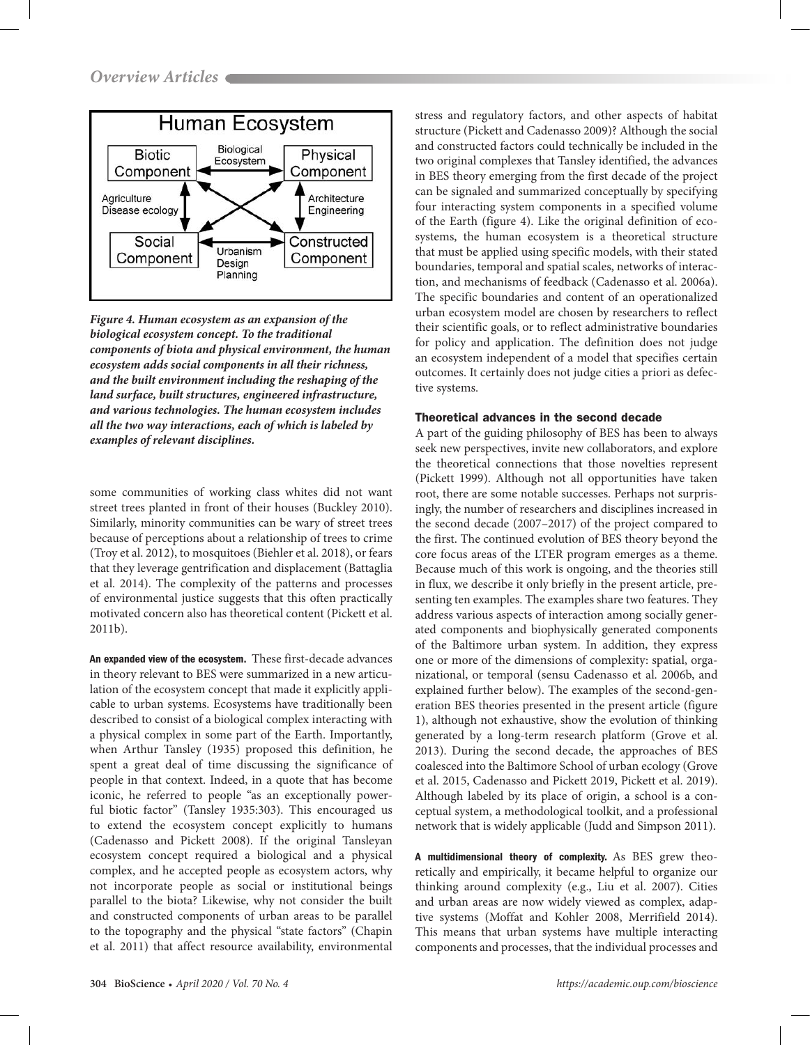Figure 4. Human ecosystem as an expansion of the biological ecosystem concept. To the traditional components of biota and physical environment, the human ecosystem adds social components in all their richness, and the built environment including the reshaping of the land surface, built structures, engineered infrastructure, and various technologies. The human ecosystem includes all the two way interactions, each of which is labeled by examples of relevant disciplines.

some communities of working class whites did not want street trees planted in front of their houses (Buckley 2010). Similarly, minority communities can be wary of street trees because of perceptions about a relationship of trees to crime (Troy et al. 2012), to mosquitoes (Biehler et al. 2018), or fears that they leverage gentrification and displacement (Battaglia et al. 2014). The complexity of the patterns and processes of environmental justice suggests that this often practically motivated concern also has theoretical content (Pickett et al. 2011b).

**An expanded view of the ecosystem.** These first-decade advances in theory relevant to BES were summarized in a new articulation of the ecosystem concept that made it explicitly applicable to urban systems. Ecosystems have traditionally been described to consist of a biological complex interacting with a physical complex in some part of the Earth. Importantly, when Arthur Tansley (1935) proposed this definition, he spent a great deal of time discussing the significance of people in that context. Indeed, in a quote that has become iconic, he referred to people "as an exceptionally powerful biotic factor" (Tansley 1935:303). This encouraged us to extend the ecosystem concept explicitly to humans (Cadenasso and Pickett 2008). If the original Tansleyan ecosystem concept required a biological and a physical complex, and he accepted people as ecosystem actors, why not incorporate people as social or institutional beings parallel to the biota? Likewise, why not consider the built and constructed components of urban areas to be parallel to the topography and the physical "state factors" (Chapin et al. 2011) that affect resource availability, environmental stress and regulatory factors, and other aspects of habitat structure (Pickett and Cadenasso 2009)? Although the social and constructed factors could technically be included in the two original complexes that Tansley identified, the advances in BES theory emerging from the first decade of the project can be signaled and summarized conceptually by specifying four interacting system components in a specified volume of the Earth (figure 4). Like the original definition of ecosystems, the human ecosystem is a theoretical structure that must be applied using specific models, with their stated boundaries, temporal and spatial scales, networks of interaction, and mechanisms of feedback (Cadenasso et al. 2006a). The specific boundaries and content of an operationalized urban ecosystem model are chosen by researchers to reflect their scientific goals, or to reflect administrative boundaries for policy and application. The definition does not judge an ecosystem independent of a model that specifies certain outcomes. It certainly does not judge cities a priori as defective systems.

### Theoretical advances in the second decade

A part of the guiding philosophy of BES has been to always seek new perspectives, invite new collaborators, and explore the theoretical connections that those novelties represent (Pickett 1999). Although not all opportunities have taken root, there are some notable successes. Perhaps not surprisingly, the number of researchers and disciplines increased in the second decade (2007–2017) of the project compared to the first. The continued evolution of BES theory beyond the core focus areas of the LTER program emerges as a theme. Because much of this work is ongoing, and the theories still in flux, we describe it only briefly in the present article, presenting ten examples. The examples share two features. They address various aspects of interaction among socially generated components and biophysically generated components of the Baltimore urban system. In addition, they express one or more of the dimensions of complexity: spatial, organizational, or temporal (sensu Cadenasso et al. 2006b, and explained further below). The examples of the second-generation BES theories presented in the present article (figure 1), although not exhaustive, show the evolution of thinking generated by a long-term research platform (Grove et al. 2013). During the second decade, the approaches of BES coalesced into the Baltimore School of urban ecology (Grove et al. 2015, Cadenasso and Pickett 2019, Pickett et al. 2019). Although labeled by its place of origin, a school is a conceptual system, a methodological toolkit, and a professional network that is widely applicable (Judd and Simpson 2011).

**A multidimensional theory of complexity.** As BES grew theoretically and empirically, it became helpful to organize our thinking around complexity (e.g., Liu et al. 2007). Cities and urban areas are now widely viewed as complex, adaptive systems (Moffat and Kohler 2008, Merrifield 2014). This means that urban systems have multiple interacting components and processes, that the individual processes and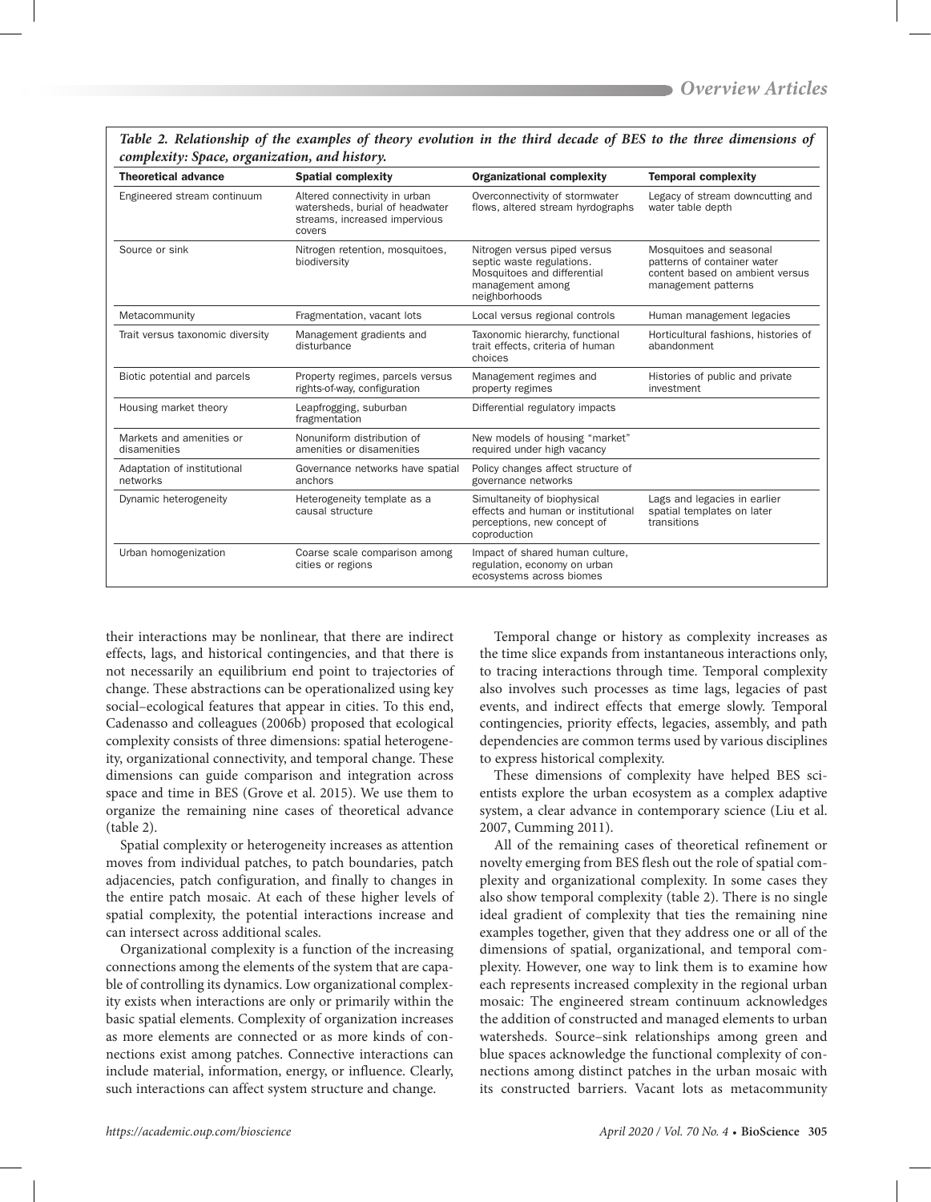*Table 2. Relationship of the examples of theory evolution in the third decade of BES to the three dimensions of complexity: Space, organization, and history.*

| Theoretical advance | Spatial complexity | Organizational complexity | Temporal complexity |
|---|---|---|---|
| Engineered stream continuum | Altered connectivity in urban watersheds, burial of headwater streams, increased impervious covers | Overconnectivity of stormwater flows, altered stream hyrdographs | Legacy of stream downcutting and water table depth |
| Source or sink | Nitrogen retention, mosquitoes, biodiversity | Nitrogen versus piped versus septic waste regulations. Mosquitoes and differential management among neighborhoods | Mosquitoes and seasonal patterns of container water content based on ambient versus management patterns |
| Metacommunity | Fragmentation, vacant lots | Local versus regional controls | Human management legacies |
| Trait versus taxonomic diversity | Management gradients and disturbance | Taxonomic hierarchy, functional trait effects, criteria of human choices | Horticultural fashions, histories of abandonment |
| Biotic potential and parcels | Property regimes, parcels versus rights-of-way, configuration | Management regimes and property regimes | Histories of public and private investment |
| Housing market theory | Leapfrogging, suburban fragmentation | Differential regulatory impacts | |
| Markets and amenities or disamenities | Nonuniform distribution of amenities or disamenities | New models of housing "market" required under high vacancy | |
| Adaptation of institutional networks | Governance networks have spatial anchors | Policy changes affect structure of governance networks | |
| Dynamic heterogeneity | Heterogeneity template as a causal structure | Simultaneity of biophysical effects and human or institutional perceptions, new concept of coproduction | Lags and legacies in earlier spatial templates on later transitions |
| Urban homogenization | Coarse scale comparison among cities or regions | Impact of shared human culture, regulation, economy on urban ecosystems across biomes | |

their interactions may be nonlinear, that there are indirect effects, lags, and historical contingencies, and that there is not necessarily an equilibrium end point to trajectories of change. These abstractions can be operationalized using key social–ecological features that appear in cities. To this end, Cadenasso and colleagues (2006b) proposed that ecological complexity consists of three dimensions: spatial heterogeneity, organizational connectivity, and temporal change. These dimensions can guide comparison and integration across space and time in BES (Grove et al. 2015). We use them to organize the remaining nine cases of theoretical advance (table 2).

Spatial complexity or heterogeneity increases as attention moves from individual patches, to patch boundaries, patch adjacencies, patch configuration, and finally to changes in the entire patch mosaic. At each of these higher levels of spatial complexity, the potential interactions increase and can intersect across additional scales.

Organizational complexity is a function of the increasing connections among the elements of the system that are capable of controlling its dynamics. Low organizational complexity exists when interactions are only or primarily within the basic spatial elements. Complexity of organization increases as more elements are connected or as more kinds of connections exist among patches. Connective interactions can include material, information, energy, or influence. Clearly, such interactions can affect system structure and change.

Temporal change or history as complexity increases as the time slice expands from instantaneous interactions only, to tracing interactions through time. Temporal complexity also involves such processes as time lags, legacies of past events, and indirect effects that emerge slowly. Temporal contingencies, priority effects, legacies, assembly, and path dependencies are common terms used by various disciplines to express historical complexity.

These dimensions of complexity have helped BES scientists explore the urban ecosystem as a complex adaptive system, a clear advance in contemporary science (Liu et al. 2007, Cumming 2011).

All of the remaining cases of theoretical refinement or novelty emerging from BES flesh out the role of spatial complexity and organizational complexity. In some cases they also show temporal complexity (table 2). There is no single ideal gradient of complexity that ties the remaining nine examples together, given that they address one or all of the dimensions of spatial, organizational, and temporal complexity. However, one way to link them is to examine how each represents increased complexity in the regional urban mosaic: The engineered stream continuum acknowledges the addition of constructed and managed elements to urban watersheds. Source–sink relationships among green and blue spaces acknowledge the functional complexity of connections among distinct patches in the urban mosaic with its constructed barriers. Vacant lots as metacommunity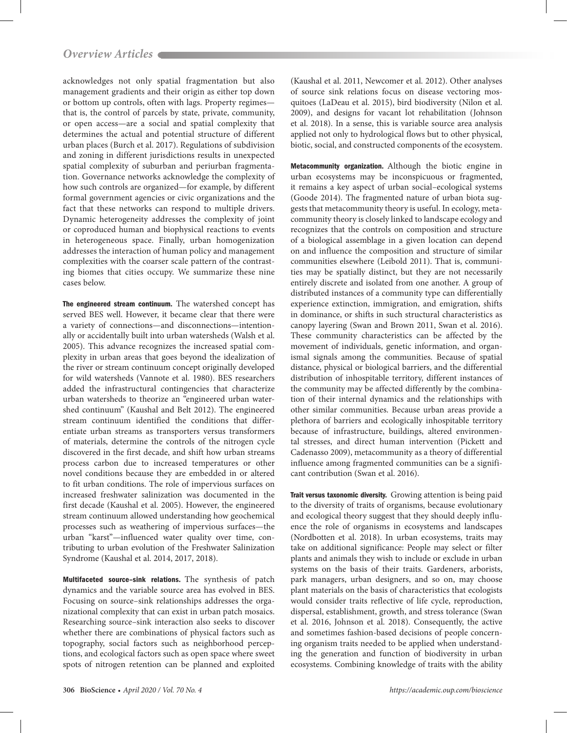acknowledges not only spatial fragmentation but also management gradients and their origin as either top down or bottom up controls, often with lags. Property regimes—that is, the control of parcels by state, private, community, or open access—are a social and spatial complexity that determines the actual and potential structure of different urban places (Burch et al. 2017). Regulations of subdivision and zoning in different jurisdictions results in unexpected spatial complexity of suburban and periurban fragmentation. Governance networks acknowledge the complexity of how such controls are organized—for example, by different formal government agencies or civic organizations and the fact that these networks can respond to multiple drivers. Dynamic heterogeneity addresses the complexity of joint or coproduced human and biophysical reactions to events in heterogeneous space. Finally, urban homogenization addresses the interaction of human policy and management complexities with the coarser scale pattern of the contrasting biomes that cities occupy. We summarize these nine cases below.

**The engineered stream continuum.** The watershed concept has served BES well. However, it became clear that there were a variety of connections—and disconnections—intentionally or accidentally built into urban watersheds (Walsh et al. 2005). This advance recognizes the increased spatial complexity in urban areas that goes beyond the idealization of the river or stream continuum concept originally developed for wild watersheds (Vannote et al. 1980). BES researchers added the infrastructural contingencies that characterize urban watersheds to theorize an "engineered urban watershed continuum" (Kaushal and Belt 2012). The engineered stream continuum identified the conditions that differentiate urban streams as transporters versus transformers of materials, determine the controls of the nitrogen cycle discovered in the first decade, and shift how urban streams process carbon due to increased temperatures or other novel conditions because they are embedded in or altered to fit urban conditions. The role of impervious surfaces on increased freshwater salinization was documented in the first decade (Kaushal et al. 2005). However, the engineered stream continuum allowed understanding how geochemical processes such as weathering of impervious surfaces—the urban "karst"—influenced water quality over time, contributing to urban evolution of the Freshwater Salinization Syndrome (Kaushal et al. 2014, 2017, 2018).

**Multifaceted source–sink relations.** The synthesis of patch dynamics and the variable source area has evolved in BES. Focusing on source–sink relationships addresses the organizational complexity that can exist in urban patch mosaics. Researching source–sink interaction also seeks to discover whether there are combinations of physical factors such as topography, social factors such as neighborhood perceptions, and ecological factors such as open space where sweet spots of nitrogen retention can be planned and exploited (Kaushal et al. 2011, Newcomer et al. 2012). Other analyses of source sink relations focus on disease vectoring mosquitoes (LaDeau et al. 2015), bird biodiversity (Nilon et al. 2009), and designs for vacant lot rehabilitation (Johnson et al. 2018). In a sense, this is variable source area analysis applied not only to hydrological flows but to other physical, biotic, social, and constructed components of the ecosystem.

**Metacommunity organization.** Although the biotic engine in urban ecosystems may be inconspicuous or fragmented, it remains a key aspect of urban social–ecological systems (Goode 2014). The fragmented nature of urban biota suggests that metacommunity theory is useful. In ecology, metacommunity theory is closely linked to landscape ecology and recognizes that the controls on composition and structure of a biological assemblage in a given location can depend on and influence the composition and structure of similar communities elsewhere (Leibold 2011). That is, communities may be spatially distinct, but they are not necessarily entirely discrete and isolated from one another. A group of distributed instances of a community type can differentially experience extinction, immigration, and emigration, shifts in dominance, or shifts in such structural characteristics as canopy layering (Swan and Brown 2011, Swan et al. 2016). These community characteristics can be affected by the movement of individuals, genetic information, and organismal signals among the communities. Because of spatial distance, physical or biological barriers, and the differential distribution of inhospitable territory, different instances of the community may be affected differently by the combination of their internal dynamics and the relationships with other similar communities. Because urban areas provide a plethora of barriers and ecologically inhospitable territory because of infrastructure, buildings, altered environmental stresses, and direct human intervention (Pickett and Cadenasso 2009), metacommunity as a theory of differential influence among fragmented communities can be a significant contribution (Swan et al. 2016).

**Trait versus taxonomic diversity.** Growing attention is being paid to the diversity of traits of organisms, because evolutionary and ecological theory suggest that they should deeply influence the role of organisms in ecosystems and landscapes (Nordbotten et al. 2018). In urban ecosystems, traits may take on additional significance: People may select or filter plants and animals they wish to include or exclude in urban systems on the basis of their traits. Gardeners, arborists, park managers, urban designers, and so on, may choose plant materials on the basis of characteristics that ecologists would consider traits reflective of life cycle, reproduction, dispersal, establishment, growth, and stress tolerance (Swan et al. 2016, Johnson et al. 2018). Consequently, the active and sometimes fashion-based decisions of people concerning organism traits needed to be applied when understanding the generation and function of biodiversity in urban ecosystems. Combining knowledge of traits with the ability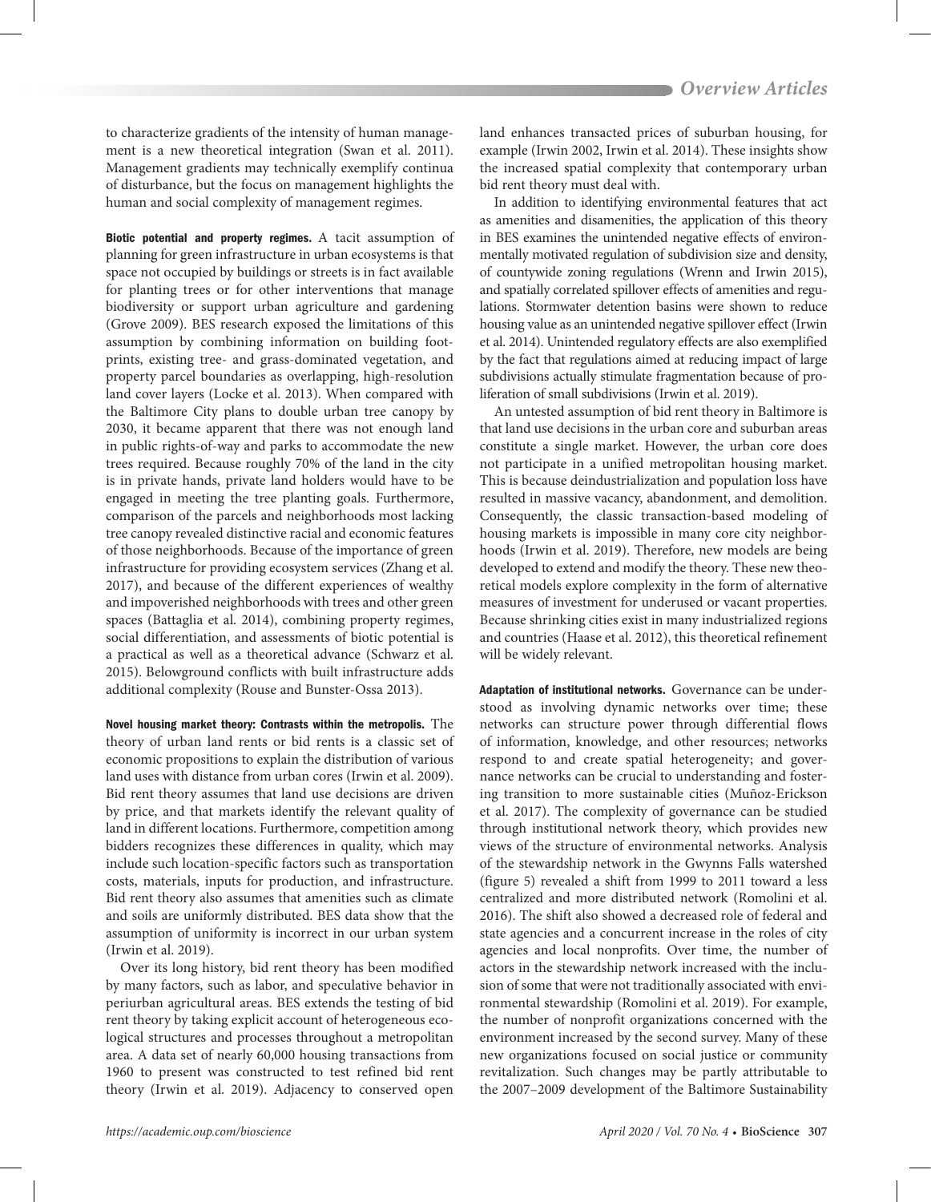to characterize gradients of the intensity of human management is a new theoretical integration (Swan et al. 2011). Management gradients may technically exemplify continua of disturbance, but the focus on management highlights the human and social complexity of management regimes.

**Biotic potential and property regimes.** A tacit assumption of planning for green infrastructure in urban ecosystems is that space not occupied by buildings or streets is in fact available for planting trees or for other interventions that manage biodiversity or support urban agriculture and gardening (Grove 2009). BES research exposed the limitations of this assumption by combining information on building footprints, existing tree- and grass-dominated vegetation, and property parcel boundaries as overlapping, high-resolution land cover layers (Locke et al. 2013). When compared with the Baltimore City plans to double urban tree canopy by 2030, it became apparent that there was not enough land in public rights-of-way and parks to accommodate the new trees required. Because roughly 70% of the land in the city is in private hands, private land holders would have to be engaged in meeting the tree planting goals. Furthermore, comparison of the parcels and neighborhoods most lacking tree canopy revealed distinctive racial and economic features of those neighborhoods. Because of the importance of green infrastructure for providing ecosystem services (Zhang et al. 2017), and because of the different experiences of wealthy and impoverished neighborhoods with trees and other green spaces (Battaglia et al. 2014), combining property regimes, social differentiation, and assessments of biotic potential is a practical as well as a theoretical advance (Schwarz et al. 2015). Belowground conflicts with built infrastructure adds additional complexity (Rouse and Bunster-Ossa 2013).

**Novel housing market theory: Contrasts within the metropolis.** The theory of urban land rents or bid rents is a classic set of economic propositions to explain the distribution of various land uses with distance from urban cores (Irwin et al. 2009). Bid rent theory assumes that land use decisions are driven by price, and that markets identify the relevant quality of land in different locations. Furthermore, competition among bidders recognizes these differences in quality, which may include such location-specific factors such as transportation costs, materials, inputs for production, and infrastructure. Bid rent theory also assumes that amenities such as climate and soils are uniformly distributed. BES data show that the assumption of uniformity is incorrect in our urban system (Irwin et al. 2019).

Over its long history, bid rent theory has been modified by many factors, such as labor, and speculative behavior in periurban agricultural areas. BES extends the testing of bid rent theory by taking explicit account of heterogeneous ecological structures and processes throughout a metropolitan area. A data set of nearly 60,000 housing transactions from 1960 to present was constructed to test refined bid rent theory (Irwin et al. 2019). Adjacency to conserved open land enhances transacted prices of suburban housing, for example (Irwin 2002, Irwin et al. 2014). These insights show the increased spatial complexity that contemporary urban bid rent theory must deal with.

In addition to identifying environmental features that act as amenities and disamenities, the application of this theory in BES examines the unintended negative effects of environmentally motivated regulation of subdivision size and density, of countywide zoning regulations (Wrenn and Irwin 2015), and spatially correlated spillover effects of amenities and regulations. Stormwater detention basins were shown to reduce housing value as an unintended negative spillover effect (Irwin et al. 2014). Unintended regulatory effects are also exemplified by the fact that regulations aimed at reducing impact of large subdivisions actually stimulate fragmentation because of proliferation of small subdivisions (Irwin et al. 2019).

An untested assumption of bid rent theory in Baltimore is that land use decisions in the urban core and suburban areas constitute a single market. However, the urban core does not participate in a unified metropolitan housing market. This is because deindustrialization and population loss have resulted in massive vacancy, abandonment, and demolition. Consequently, the classic transaction-based modeling of housing markets is impossible in many core city neighborhoods (Irwin et al. 2019). Therefore, new models are being developed to extend and modify the theory. These new theoretical models explore complexity in the form of alternative measures of investment for underused or vacant properties. Because shrinking cities exist in many industrialized regions and countries (Haase et al. 2012), this theoretical refinement will be widely relevant.

**Adaptation of institutional networks.** Governance can be understood as involving dynamic networks over time; these networks can structure power through differential flows of information, knowledge, and other resources; networks respond to and create spatial heterogeneity; and governance networks can be crucial to understanding and fostering transition to more sustainable cities (Muñoz-Erickson et al. 2017). The complexity of governance can be studied through institutional network theory, which provides new views of the structure of environmental networks. Analysis of the stewardship network in the Gwynns Falls watershed (figure 5) revealed a shift from 1999 to 2011 toward a less centralized and more distributed network (Romolini et al. 2016). The shift also showed a decreased role of federal and state agencies and a concurrent increase in the roles of city agencies and local nonprofits. Over time, the number of actors in the stewardship network increased with the inclusion of some that were not traditionally associated with environmental stewardship (Romolini et al. 2019). For example, the number of nonprofit organizations concerned with the environment increased by the second survey. Many of these new organizations focused on social justice or community revitalization. Such changes may be partly attributable to the 2007–2009 development of the Baltimore Sustainability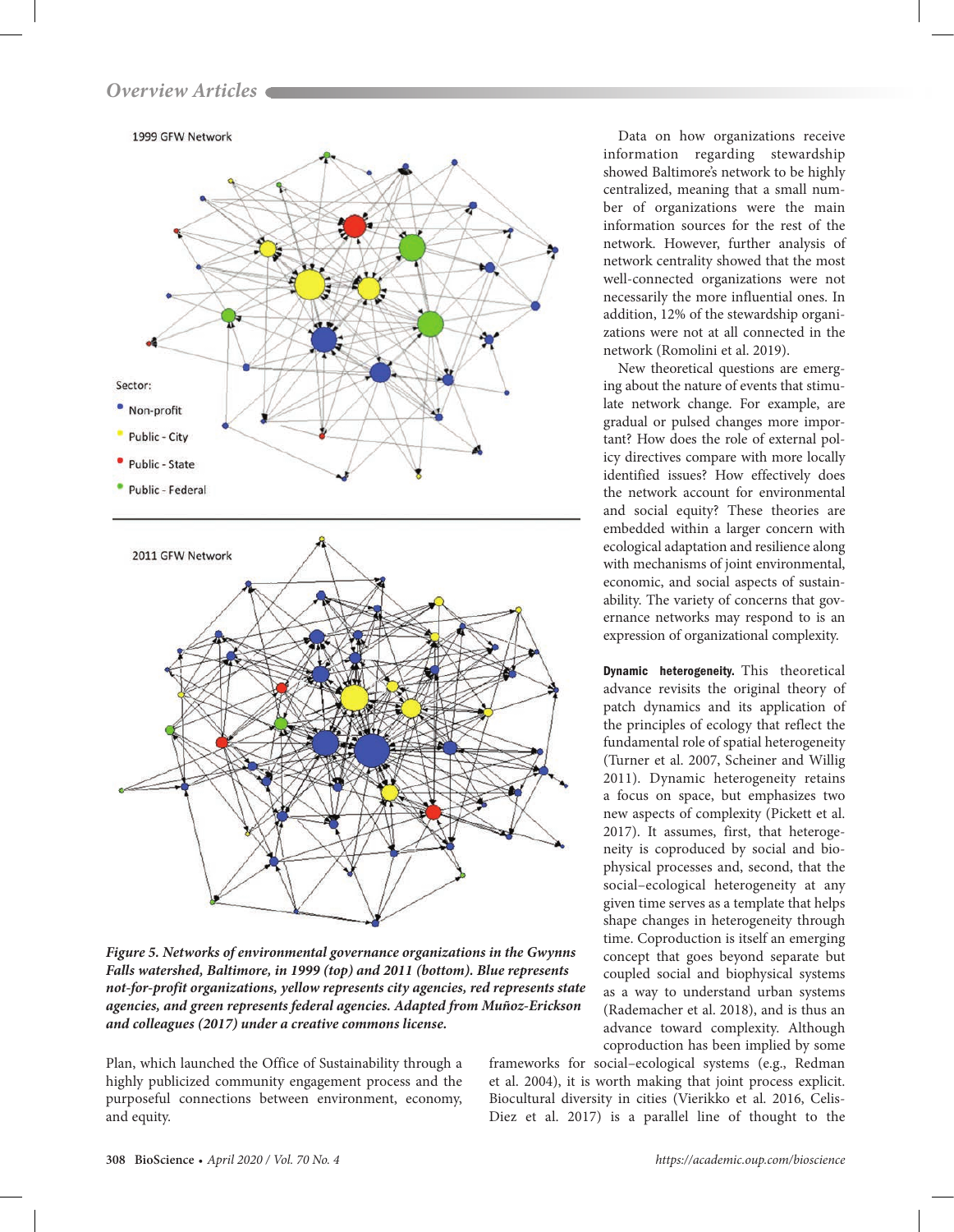Data on how organizations receive information regarding stewardship showed Baltimore's network to be highly centralized, meaning that a small number of organizations were the main information sources for the rest of the network. However, further analysis of network centrality showed that the most well-connected organizations were not necessarily the more influential ones. In addition, 12% of the stewardship organizations were not at all connected in the network (Romolini et al. 2019).

New theoretical questions are emerging about the nature of events that stimulate network change. For example, are gradual or pulsed changes more important? How does the role of external policy directives compare with more locally identified issues? How effectively does the network account for environmental and social equity? These theories are embedded within a larger concern with ecological adaptation and resilience along with mechanisms of joint environmental, economic, and social aspects of sustainability. The variety of concerns that governance networks may respond to is an expression of organizational complexity.

*Figure 5. Networks of environmental governance organizations in the Gwynns Falls watershed, Baltimore, in 1999 (top) and 2011 (bottom). Blue represents not-for-profit organizations, yellow represents city agencies, red represents state agencies, and green represents federal agencies. Adapted from Muñoz-Erickson and colleagues (2017) under a creative commons license.*

Plan, which launched the Office of Sustainability through a highly publicized community engagement process and the purposeful connections between environment, economy, and equity.

**Dynamic heterogeneity.** This theoretical advance revisits the original theory of patch dynamics and its application of the principles of ecology that reflect the fundamental role of spatial heterogeneity (Turner et al. 2007, Scheiner and Willig 2011). Dynamic heterogeneity retains a focus on space, but emphasizes two new aspects of complexity (Pickett et al. 2017). It assumes, first, that heterogeneity is coproduced by social and biophysical processes and, second, that the social–ecological heterogeneity at any given time serves as a template that helps shape changes in heterogeneity through time. Coproduction is itself an emerging concept that goes beyond separate but coupled social and biophysical systems as a way to understand urban systems (Rademacher et al. 2018), and is thus an advance toward complexity. Although coproduction has been implied by some frameworks for social–ecological systems (e.g., Redman et al. 2004), it is worth making that joint process explicit. Biocultural diversity in cities (Vierikko et al. 2016, Celis-Diez et al. 2017) is a parallel line of thought to the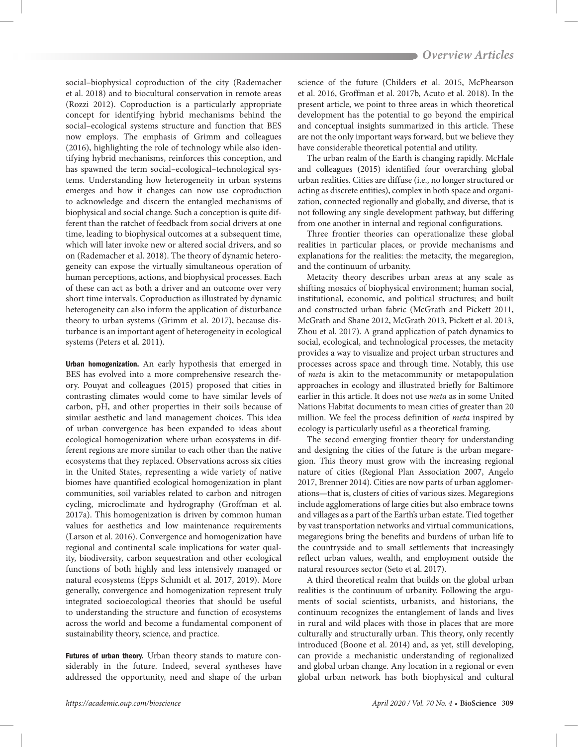social–biophysical coproduction of the city (Rademacher et al. 2018) and to biocultural conservation in remote areas (Rozzi 2012). Coproduction is a particularly appropriate concept for identifying hybrid mechanisms behind the social–ecological systems structure and function that BES now employs. The emphasis of Grimm and colleagues (2016), highlighting the role of technology while also identifying hybrid mechanisms, reinforces this conception, and has spawned the term social–ecological–technological systems. Understanding how heterogeneity in urban systems emerges and how it changes can now use coproduction to acknowledge and discern the entangled mechanisms of biophysical and social change. Such a conception is quite different than the ratchet of feedback from social drivers at one time, leading to biophysical outcomes at a subsequent time, which will later invoke new or altered social drivers, and so on (Rademacher et al. 2018). The theory of dynamic heterogeneity can expose the virtually simultaneous operation of human perceptions, actions, and biophysical processes. Each of these can act as both a driver and an outcome over very short time intervals. Coproduction as illustrated by dynamic heterogeneity can also inform the application of disturbance theory to urban systems (Grimm et al. 2017), because disturbance is an important agent of heterogeneity in ecological systems (Peters et al. 2011).

**Urban homogenization.** An early hypothesis that emerged in BES has evolved into a more comprehensive research theory. Pouyat and colleagues (2015) proposed that cities in contrasting climates would come to have similar levels of carbon, pH, and other properties in their soils because of similar aesthetic and land management choices. This idea of urban convergence has been expanded to ideas about ecological homogenization where urban ecosystems in different regions are more similar to each other than the native ecosystems that they replaced. Observations across six cities in the United States, representing a wide variety of native biomes have quantified ecological homogenization in plant communities, soil variables related to carbon and nitrogen cycling, microclimate and hydrography (Groffman et al. 2017a). This homogenization is driven by common human values for aesthetics and low maintenance requirements (Larson et al. 2016). Convergence and homogenization have regional and continental scale implications for water quality, biodiversity, carbon sequestration and other ecological functions of both highly and less intensively managed or natural ecosystems (Epps Schmidt et al. 2017, 2019). More generally, convergence and homogenization represent truly integrated socioecological theories that should be useful to understanding the structure and function of ecosystems across the world and become a fundamental component of sustainability theory, science, and practice.

**Futures of urban theory.** Urban theory stands to mature considerably in the future. Indeed, several syntheses have addressed the opportunity, need and shape of the urban science of the future (Childers et al. 2015, McPhearson et al. 2016, Groffman et al. 2017b, Acuto et al. 2018). In the present article, we point to three areas in which theoretical development has the potential to go beyond the empirical and conceptual insights summarized in this article. These are not the only important ways forward, but we believe they have considerable theoretical potential and utility.

The urban realm of the Earth is changing rapidly. McHale and colleagues (2015) identified four overarching global urban realities. Cities are diffuse (i.e., no longer structured or acting as discrete entities), complex in both space and organization, connected regionally and globally, and diverse, that is not following any single development pathway, but differing from one another in internal and regional configurations.

Three frontier theories can operationalize these global realities in particular places, or provide mechanisms and explanations for the realities: the metacity, the megaregion, and the continuum of urbanity.

Metacity theory describes urban areas at any scale as shifting mosaics of biophysical environment; human social, institutional, economic, and political structures; and built and constructed urban fabric (McGrath and Pickett 2011, McGrath and Shane 2012, McGrath 2013, Pickett et al. 2013, Zhou et al. 2017). A grand application of patch dynamics to social, ecological, and technological processes, the metacity provides a way to visualize and project urban structures and processes across space and through time. Notably, this use of *meta* is akin to the metacommunity or metapopulation approaches in ecology and illustrated briefly for Baltimore earlier in this article. It does not use *meta* as in some United Nations Habitat documents to mean cities of greater than 20 million. We feel the process definition of *meta* inspired by ecology is particularly useful as a theoretical framing.

The second emerging frontier theory for understanding and designing the cities of the future is the urban megaregion. This theory must grow with the increasing regional nature of cities (Regional Plan Association 2007, Angelo 2017, Brenner 2014). Cities are now parts of urban agglomerations—that is, clusters of cities of various sizes. Megaregions include agglomerations of large cities but also embrace towns and villages as a part of the Earth's urban estate. Tied together by vast transportation networks and virtual communications, megaregions bring the benefits and burdens of urban life to the countryside and to small settlements that increasingly reflect urban values, wealth, and employment outside the natural resources sector (Seto et al. 2017).

A third theoretical realm that builds on the global urban realities is the continuum of urbanity. Following the arguments of social scientists, urbanists, and historians, the continuum recognizes the entanglement of lands and lives in rural and wild places with those in places that are more culturally and structurally urban. This theory, only recently introduced (Boone et al. 2014) and, as yet, still developing, can provide a mechanistic understanding of regionalized and global urban change. Any location in a regional or even global urban network has both biophysical and cultural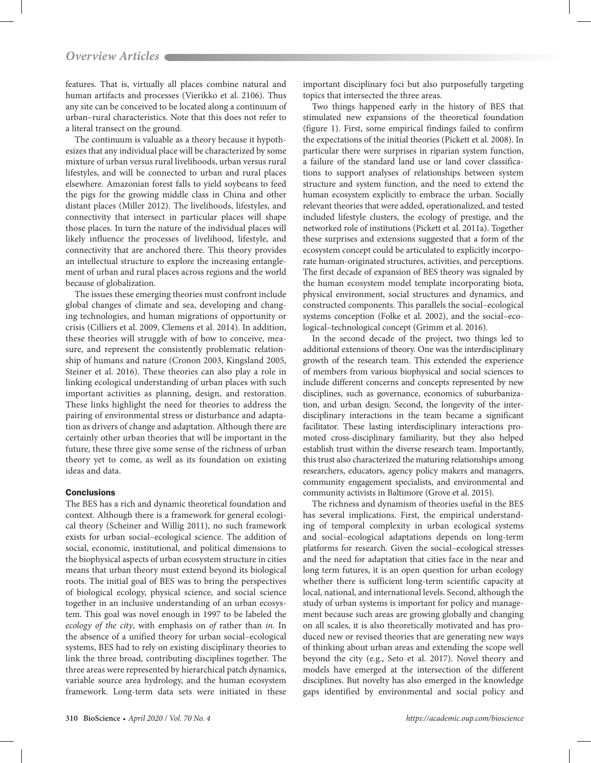features. That is, virtually all places combine natural and human artifacts and processes (Vierikko et al. 2106). Thus any site can be conceived to be located along a continuum of urban–rural characteristics. Note that this does not refer to a literal transect on the ground.

The continuum is valuable as a theory because it hypothesizes that any individual place will be characterized by some mixture of urban versus rural livelihoods, urban versus rural lifestyles, and will be connected to urban and rural places elsewhere. Amazonian forest falls to yield soybeans to feed the pigs for the growing middle class in China and other distant places (Miller 2012). The livelihoods, lifestyles, and connectivity that intersect in particular places will shape those places. In turn the nature of the individual places will likely influence the processes of livelihood, lifestyle, and connectivity that are anchored there. This theory provides an intellectual structure to explore the increasing entanglement of urban and rural places across regions and the world because of globalization.

The issues these emerging theories must confront include global changes of climate and sea, developing and changing technologies, and human migrations of opportunity or crisis (Cilliers et al. 2009, Clemens et al. 2014). In addition, these theories will struggle with of how to conceive, measure, and represent the consistently problematic relationship of humans and nature (Cronon 2003, Kingsland 2005, Steiner et al. 2016). These theories can also play a role in linking ecological understanding of urban places with such important activities as planning, design, and restoration. These links highlight the need for theories to address the pairing of environmental stress or disturbance and adaptation as drivers of change and adaptation. Although there are certainly other urban theories that will be important in the future, these three give some sense of the richness of urban theory yet to come, as well as its foundation on existing ideas and data.

## Conclusions

The BES has a rich and dynamic theoretical foundation and context. Although there is a framework for general ecological theory (Scheiner and Willig 2011), no such framework exists for urban social–ecological science. The addition of social, economic, institutional, and political dimensions to the biophysical aspects of urban ecosystem structure in cities means that urban theory must extend beyond its biological roots. The initial goal of BES was to bring the perspectives of biological ecology, physical science, and social science together in an inclusive understanding of an urban ecosystem. This goal was novel enough in 1997 to be labeled the *ecology of the city*, with emphasis on *of* rather than *in*. In the absence of a unified theory for urban social–ecological systems, BES had to rely on existing disciplinary theories to link the three broad, contributing disciplines together. The three areas were represented by hierarchical patch dynamics, variable source area hydrology, and the human ecosystem framework. Long-term data sets were initiated in these important disciplinary foci but also purposefully targeting topics that intersected the three areas.

Two things happened early in the history of BES that stimulated new expansions of the theoretical foundation (figure 1). First, some empirical findings failed to confirm the expectations of the initial theories (Pickett et al. 2008). In particular there were surprises in riparian system function, a failure of the standard land use or land cover classifications to support analyses of relationships between system structure and system function, and the need to extend the human ecosystem explicitly to embrace the urban. Socially relevant theories that were added, operationalized, and tested included lifestyle clusters, the ecology of prestige, and the networked role of institutions (Pickett et al. 2011a). Together these surprises and extensions suggested that a form of the ecosystem concept could be articulated to explicitly incorporate human-originated structures, activities, and perceptions. The first decade of expansion of BES theory was signaled by the human ecosystem model template incorporating biota, physical environment, social structures and dynamics, and constructed components. This parallels the social–ecological systems conception (Folke et al. 2002), and the social–ecological–technological concept (Grimm et al. 2016).

In the second decade of the project, two things led to additional extensions of theory. One was the interdisciplinary growth of the research team. This extended the experience of members from various biophysical and social sciences to include different concerns and concepts represented by new disciplines, such as governance, economics of suburbanization, and urban design. Second, the longevity of the interdisciplinary interactions in the team became a significant facilitator. These lasting interdisciplinary interactions promoted cross-disciplinary familiarity, but they also helped establish trust within the diverse research team. Importantly, this trust also characterized the maturing relationships among researchers, educators, agency policy makers and managers, community engagement specialists, and environmental and community activists in Baltimore (Grove et al. 2015).

The richness and dynamism of theories useful in the BES has several implications. First, the empirical understanding of temporal complexity in urban ecological systems and social–ecological adaptations depends on long-term platforms for research. Given the social–ecological stresses and the need for adaptation that cities face in the near and long term futures, it is an open question for urban ecology whether there is sufficient long-term scientific capacity at local, national, and international levels. Second, although the study of urban systems is important for policy and management because such areas are growing globally and changing on all scales, it is also theoretically motivated and has produced new or revised theories that are generating new ways of thinking about urban areas and extending the scope well beyond the city (e.g., Seto et al. 2017). Novel theory and models have emerged at the intersection of the different disciplines. But novelty has also emerged in the knowledge gaps identified by environmental and social policy and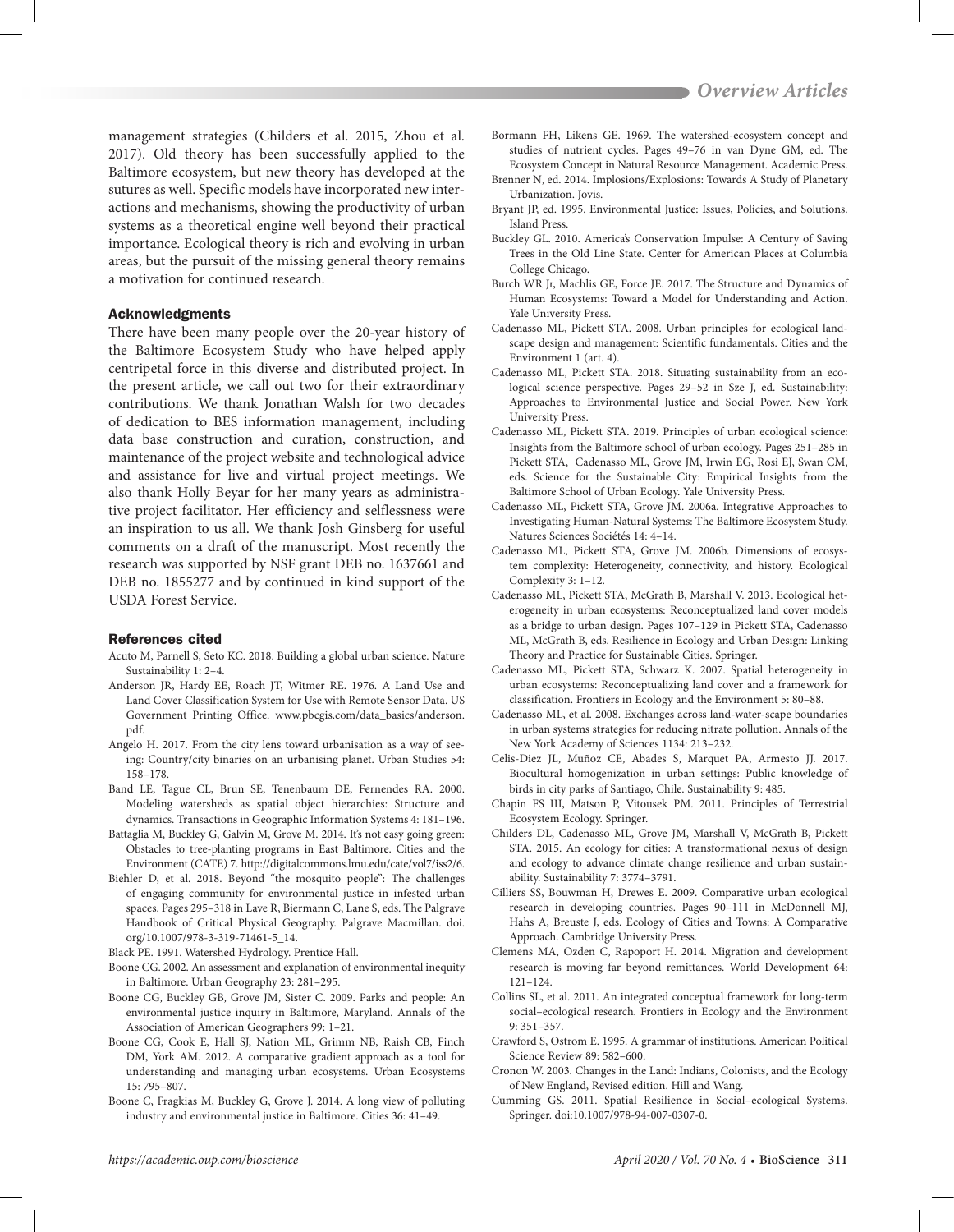management strategies (Childers et al. 2015, Zhou et al. 2017). Old theory has been successfully applied to the Baltimore ecosystem, but new theory has developed at the sutures as well. Specific models have incorporated new interactions and mechanisms, showing the productivity of urban systems as a theoretical engine well beyond their practical importance. Ecological theory is rich and evolving in urban areas, but the pursuit of the missing general theory remains a motivation for continued research.

### Acknowledgments

There have been many people over the 20-year history of the Baltimore Ecosystem Study who have helped apply centripetal force in this diverse and distributed project. In the present article, we call out two for their extraordinary contributions. We thank Jonathan Walsh for two decades of dedication to BES information management, including data base construction and curation, construction, and maintenance of the project website and technological advice and assistance for live and virtual project meetings. We also thank Holly Beyar for her many years as administrative project facilitator. Her efficiency and selflessness were an inspiration to us all. We thank Josh Ginsberg for useful comments on a draft of the manuscript. Most recently the research was supported by NSF grant DEB no. 1637661 and DEB no. 1855277 and by continued in kind support of the USDA Forest Service.

### References cited

Acuto M, Parnell S, Seto KC. 2018. Building a global urban science. Nature Sustainability 1: 2–4.

Anderson JR, Hardy EE, Roach JT, Witmer RE. 1976. A Land Use and Land Cover Classification System for Use with Remote Sensor Data. US Government Printing Office. www.pbcgis.com/data_basics/anderson.pdf.

Angelo H. 2017. From the city lens toward urbanisation as a way of seeing: Country/city binaries on an urbanising planet. Urban Studies 54: 158–178.

Band LE, Tague CL, Brun SE, Tenenbaum DE, Fernendes RA. 2000. Modeling watersheds as spatial object hierarchies: Structure and dynamics. Transactions in Geographic Information Systems 4: 181–196.

Battaglia M, Buckley G, Galvin M, Grove M. 2014. It's not easy going green: Obstacles to tree-planting programs in East Baltimore. Cities and the Environment (CATE) 7. http://digitalcommons.lmu.edu/cate/vol7/iss2/6.

Biehler D, et al. 2018. Beyond "the mosquito people": The challenges of engaging community for environmental justice in infested urban spaces. Pages 295–318 in Lave R, Biermann C, Lane S, eds. The Palgrave Handbook of Critical Physical Geography. Palgrave Macmillan. doi.org/10.1007/978-3-319-71461-5_14.

Black PE. 1991. Watershed Hydrology. Prentice Hall.

Boone CG. 2002. An assessment and explanation of environmental inequity in Baltimore. Urban Geography 23: 281–295.

Boone CG, Buckley GB, Grove JM, Sister C. 2009. Parks and people: An environmental justice inquiry in Baltimore, Maryland. Annals of the Association of American Geographers 99: 1–21.

Boone CG, Cook E, Hall SJ, Nation ML, Grimm NB, Raish CB, Finch DM, York AM. 2012. A comparative gradient approach as a tool for understanding and managing urban ecosystems. Urban Ecosystems 15: 795–807.

Boone C, Fragkias M, Buckley G, Grove J. 2014. A long view of polluting industry and environmental justice in Baltimore. Cities 36: 41–49.

Bormann FH, Likens GE. 1969. The watershed-ecosystem concept and studies of nutrient cycles. Pages 49–76 in van Dyne GM, ed. The Ecosystem Concept in Natural Resource Management. Academic Press.

Brenner N, ed. 2014. Implosions/Explosions: Towards A Study of Planetary Urbanization. Jovis.

Bryant JP, ed. 1995. Environmental Justice: Issues, Policies, and Solutions. Island Press.

Buckley GL. 2010. America's Conservation Impulse: A Century of Saving Trees in the Old Line State. Center for American Places at Columbia College Chicago.

Burch WR Jr, Machlis GE, Force JE. 2017. The Structure and Dynamics of Human Ecosystems: Toward a Model for Understanding and Action. Yale University Press.

Cadenasso ML, Pickett STA. 2008. Urban principles for ecological landscape design and management: Scientific fundamentals. Cities and the Environment 1 (art. 4).

Cadenasso ML, Pickett STA. 2018. Situating sustainability from an ecological science perspective. Pages 29–52 in Sze J, ed. Sustainability: Approaches to Environmental Justice and Social Power. New York University Press.

Cadenasso ML, Pickett STA. 2019. Principles of urban ecological science: Insights from the Baltimore school of urban ecology. Pages 251–285 in Pickett STA, Cadenasso ML, Grove JM, Irwin EG, Rosi EJ, Swan CM, eds. Science for the Sustainable City: Empirical Insights from the Baltimore School of Urban Ecology. Yale University Press.

Cadenasso ML, Pickett STA, Grove JM. 2006a. Integrative Approaches to Investigating Human-Natural Systems: The Baltimore Ecosystem Study. Natures Sciences Sociétés 14: 4–14.

Cadenasso ML, Pickett STA, Grove JM. 2006b. Dimensions of ecosystem complexity: Heterogeneity, connectivity, and history. Ecological Complexity 3: 1–12.

Cadenasso ML, Pickett STA, McGrath B, Marshall V. 2013. Ecological heterogeneity in urban ecosystems: Reconceptualized land cover models as a bridge to urban design. Pages 107–129 in Pickett STA, Cadenasso ML, McGrath B, eds. Resilience in Ecology and Urban Design: Linking Theory and Practice for Sustainable Cities. Springer.

Cadenasso ML, Pickett STA, Schwarz K. 2007. Spatial heterogeneity in urban ecosystems: Reconceptualizing land cover and a framework for classification. Frontiers in Ecology and the Environment 5: 80–88.

Cadenasso ML, et al. 2008. Exchanges across land-water-scape boundaries in urban systems strategies for reducing nitrate pollution. Annals of the New York Academy of Sciences 1134: 213–232.

Celis-Diez JL, Muñoz CE, Abades S, Marquet PA, Armesto JJ. 2017. Biocultural homogenization in urban settings: Public knowledge of birds in city parks of Santiago, Chile. Sustainability 9: 485.

Chapin FS III, Matson P, Vitousek PM. 2011. Principles of Terrestrial Ecosystem Ecology. Springer.

Childers DL, Cadenasso ML, Grove JM, Marshall V, McGrath B, Pickett STA. 2015. An ecology for cities: A transformational nexus of design and ecology to advance climate change resilience and urban sustainability. Sustainability 7: 3774–3791.

Cilliers SS, Bouwman H, Drewes E. 2009. Comparative urban ecological research in developing countries. Pages 90–111 in McDonnell MJ, Hahs A, Breuste J, eds. Ecology of Cities and Towns: A Comparative Approach. Cambridge University Press.

Clemens MA, Ozden C, Rapoport H. 2014. Migration and development research is moving far beyond remittances. World Development 64: 121–124.

Collins SL, et al. 2011. An integrated conceptual framework for long-term social–ecological research. Frontiers in Ecology and the Environment 9: 351–357.

Crawford S, Ostrom E. 1995. A grammar of institutions. American Political Science Review 89: 582–600.

Cronon W. 2003. Changes in the Land: Indians, Colonists, and the Ecology of New England, Revised edition. Hill and Wang.

Cumming GS. 2011. Spatial Resilience in Social–ecological Systems. Springer. doi:10.1007/978-94-007-0307-0.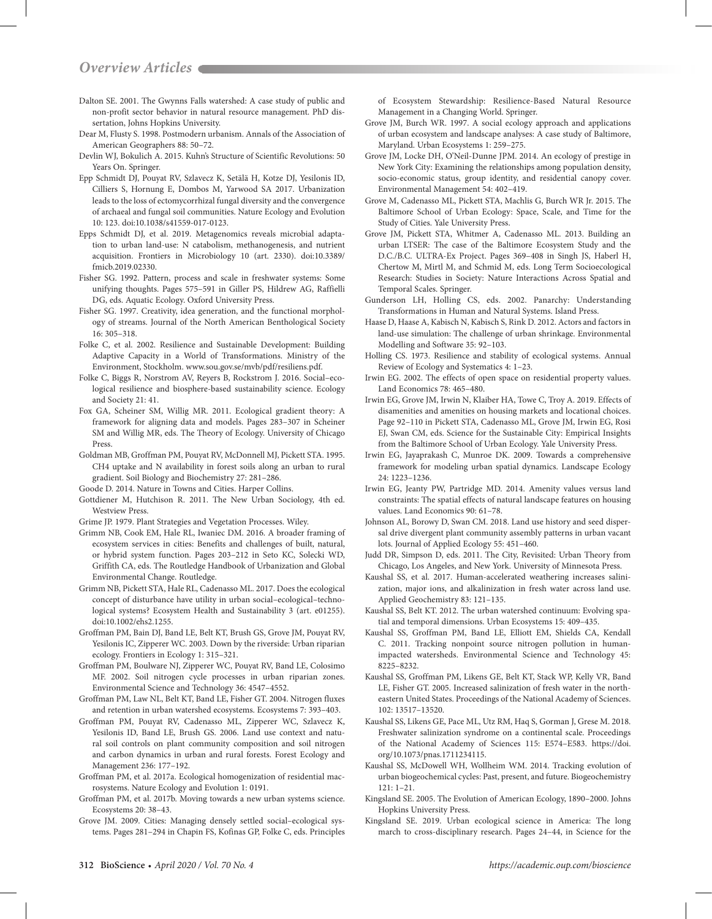Dalton SE. 2001. The Gwynns Falls watershed: A case study of public and non-profit sector behavior in natural resource management. PhD dissertation, Johns Hopkins University.

Dear M, Flusty S. 1998. Postmodern urbanism. Annals of the Association of American Geographers 88: 50–72.

Devlin WJ, Bokulich A. 2015. Kuhn's Structure of Scientific Revolutions: 50 Years On. Springer.

Epp Schmidt DJ, Pouyat RV, Szlavecz K, Setälä H, Kotze DJ, Yesilonis ID, Cilliers S, Hornung E, Dombos M, Yarwood SA 2017. Urbanization leads to the loss of ectomycorrhizal fungal diversity and the convergence of archaeal and fungal soil communities. Nature Ecology and Evolution 10: 123. doi:10.1038/s41559-017-0123.

Epps Schmidt DJ, et al. 2019. Metagenomics reveals microbial adaptation to urban land-use: N catabolism, methanogenesis, and nutrient acquisition. Frontiers in Microbiology 10 (art. 2330). doi:10.3389/fmicb.2019.02330.

Fisher SG. 1992. Pattern, process and scale in freshwater systems: Some unifying thoughts. Pages 575–591 in Giller PS, Hildrew AG, Raffielli DG, eds. Aquatic Ecology. Oxford University Press.

Fisher SG. 1997. Creativity, idea generation, and the functional morphology of streams. Journal of the North American Benthological Society 16: 305–318.

Folke C, et al. 2002. Resilience and Sustainable Development: Building Adaptive Capacity in a World of Transformations. Ministry of the Environment, Stockholm. www.sou.gov.se/mvb/pdf/resiliens.pdf.

Folke C, Biggs R, Norstrom AV, Reyers B, Rockstrom J. 2016. Social–ecological resilience and biosphere-based sustainability science. Ecology and Society 21: 41.

Fox GA, Scheiner SM, Willig MR. 2011. Ecological gradient theory: A framework for aligning data and models. Pages 283–307 in Scheiner SM and Willig MR, eds. The Theory of Ecology. University of Chicago Press.

Goldman MB, Groffman PM, Pouyat RV, McDonnell MJ, Pickett STA. 1995. CH4 uptake and N availability in forest soils along an urban to rural gradient. Soil Biology and Biochemistry 27: 281–286.

Goode D. 2014. Nature in Towns and Cities. Harper Collins.

Gottdiener M, Hutchison R. 2011. The New Urban Sociology, 4th ed. Westview Press.

Grime JP. 1979. Plant Strategies and Vegetation Processes. Wiley.

Grimm NB, Cook EM, Hale RL, Iwaniec DM. 2016. A broader framing of ecosystem services in cities: Benefits and challenges of built, natural, or hybrid system function. Pages 203–212 in Seto KC, Solecki WD, Griffith CA, eds. The Routledge Handbook of Urbanization and Global Environmental Change. Routledge.

Grimm NB, Pickett STA, Hale RL, Cadenasso ML. 2017. Does the ecological concept of disturbance have utility in urban social–ecological–technological systems? Ecosystem Health and Sustainability 3 (art. e01255). doi:10.1002/ehs2.1255.

Groffman PM, Bain DJ, Band LE, Belt KT, Brush GS, Grove JM, Pouyat RV, Yesilonis IC, Zipperer WC. 2003. Down by the riverside: Urban riparian ecology. Frontiers in Ecology 1: 315–321.

Groffman PM, Boulware NJ, Zipperer WC, Pouyat RV, Band LE, Colosimo MF. 2002. Soil nitrogen cycle processes in urban riparian zones. Environmental Science and Technology 36: 4547–4552.

Groffman PM, Law NL, Belt KT, Band LE, Fisher GT. 2004. Nitrogen fluxes and retention in urban watershed ecosystems. Ecosystems 7: 393–403.

Groffman PM, Pouyat RV, Cadenasso ML, Zipperer WC, Szlavecz K, Yesilonis ID, Band LE, Brush GS. 2006. Land use context and natural soil controls on plant community composition and soil nitrogen and carbon dynamics in urban and rural forests. Forest Ecology and Management 236: 177–192.

Groffman PM, et al. 2017a. Ecological homogenization of residential macrosystems. Nature Ecology and Evolution 1: 0191.

Groffman PM, et al. 2017b. Moving towards a new urban systems science. Ecosystems 20: 38–43.

Grove JM. 2009. Cities: Managing densely settled social–ecological systems. Pages 281–294 in Chapin FS, Kofinas GP, Folke C, eds. Principles of Ecosystem Stewardship: Resilience-Based Natural Resource Management in a Changing World. Springer.

Grove JM, Burch WR. 1997. A social ecology approach and applications of urban ecosystem and landscape analyses: A case study of Baltimore, Maryland. Urban Ecosystems 1: 259–275.

Grove JM, Locke DH, O'Neil-Dunne JPM. 2014. An ecology of prestige in New York City: Examining the relationships among population density, socio-economic status, group identity, and residential canopy cover. Environmental Management 54: 402–419.

Grove M, Cadenasso ML, Pickett STA, Machlis G, Burch WR Jr. 2015. The Baltimore School of Urban Ecology: Space, Scale, and Time for the Study of Cities. Yale University Press.

Grove JM, Pickett STA, Whitmer A, Cadenasso ML. 2013. Building an urban LTSER: The case of the Baltimore Ecosystem Study and the D.C./B.C. ULTRA-Ex Project. Pages 369–408 in Singh JS, Haberl H, Chertow M, Mirtl M, and Schmid M, eds. Long Term Socioecological Research: Studies in Society: Nature Interactions Across Spatial and Temporal Scales. Springer.

Gunderson LH, Holling CS, eds. 2002. Panarchy: Understanding Transformations in Human and Natural Systems. Island Press.

Haase D, Haase A, Kabisch N, Kabisch S, Rink D. 2012. Actors and factors in land-use simulation: The challenge of urban shrinkage. Environmental Modelling and Software 35: 92–103.

Holling CS. 1973. Resilience and stability of ecological systems. Annual Review of Ecology and Systematics 4: 1–23.

Irwin EG. 2002. The effects of open space on residential property values. Land Economics 78: 465–480.

Irwin EG, Grove JM, Irwin N, Klaiber HA, Towe C, Troy A. 2019. Effects of disamenities and amenities on housing markets and locational choices. Page 92–110 in Pickett STA, Cadenasso ML, Grove JM, Irwin EG, Rosi EJ, Swan CM, eds. Science for the Sustainable City: Empirical Insights from the Baltimore School of Urban Ecology. Yale University Press.

Irwin EG, Jayaprakash C, Munroe DK. 2009. Towards a comprehensive framework for modeling urban spatial dynamics. Landscape Ecology 24: 1223–1236.

Irwin EG, Jeanty PW, Partridge MD. 2014. Amenity values versus land constraints: The spatial effects of natural landscape features on housing values. Land Economics 90: 61–78.

Johnson AL, Borowy D, Swan CM. 2018. Land use history and seed dispersal drive divergent plant community assembly patterns in urban vacant lots. Journal of Applied Ecology 55: 451–460.

Judd DR, Simpson D, eds. 2011. The City, Revisited: Urban Theory from Chicago, Los Angeles, and New York. University of Minnesota Press.

Kaushal SS, et al. 2017. Human-accelerated weathering increases salinization, major ions, and alkalinization in fresh water across land use. Applied Geochemistry 83: 121–135.

Kaushal SS, Belt KT. 2012. The urban watershed continuum: Evolving spatial and temporal dimensions. Urban Ecosystems 15: 409–435.

Kaushal SS, Groffman PM, Band LE, Elliott EM, Shields CA, Kendall C. 2011. Tracking nonpoint source nitrogen pollution in human-impacted watersheds. Environmental Science and Technology 45: 8225–8232.

Kaushal SS, Groffman PM, Likens GE, Belt KT, Stack WP, Kelly VR, Band LE, Fisher GT. 2005. Increased salinization of fresh water in the northeastern United States. Proceedings of the National Academy of Sciences. 102: 13517–13520.

Kaushal SS, Likens GE, Pace ML, Utz RM, Haq S, Gorman J, Grese M. 2018. Freshwater salinization syndrome on a continental scale. Proceedings of the National Academy of Sciences 115: E574–E583. https://doi.org/10.1073/pnas.1711234115.

Kaushal SS, McDowell WH, Wollheim WM. 2014. Tracking evolution of urban biogeochemical cycles: Past, present, and future. Biogeochemistry 121: 1–21.

Kingsland SE. 2005. The Evolution of American Ecology, 1890–2000. Johns Hopkins University Press.

Kingsland SE. 2019. Urban ecological science in America: The long march to cross-disciplinary research. Pages 24–44, in Science for the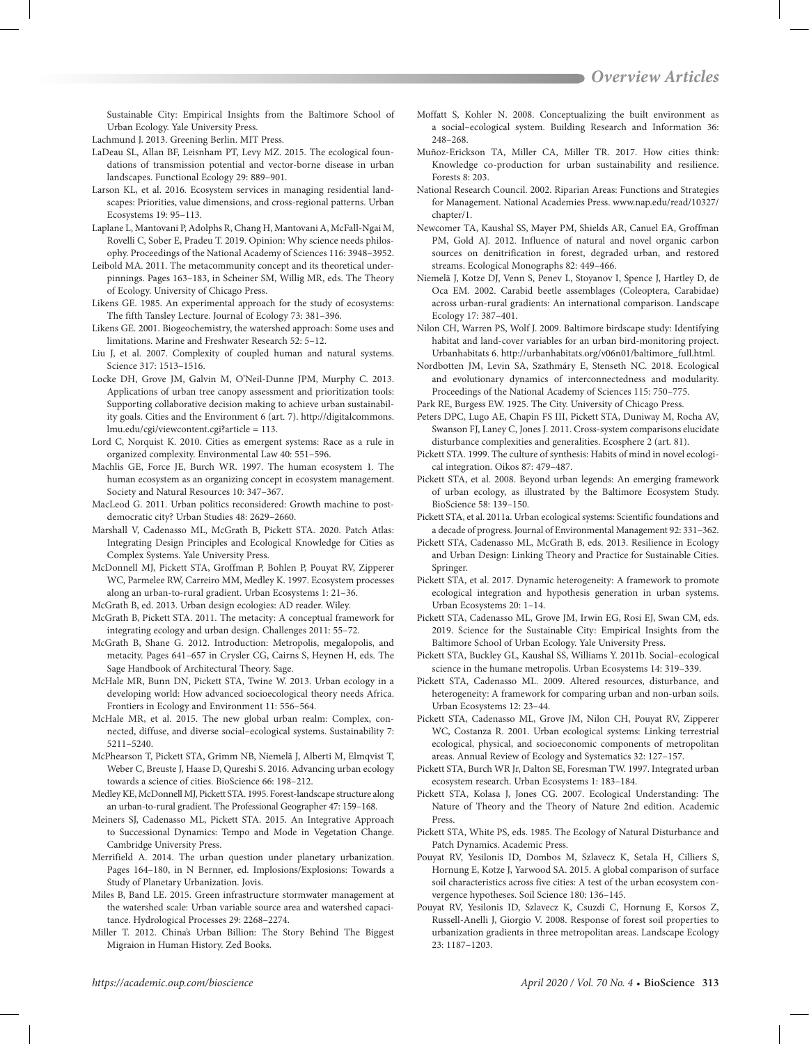Sustainable City: Empirical Insights from the Baltimore School of Urban Ecology. Yale University Press.

Lachmund J. 2013. Greening Berlin. MIT Press.

LaDeau SL, Allan BF, Leisnham PT, Levy MZ. 2015. The ecological foundations of transmission potential and vector-borne disease in urban landscapes. Functional Ecology 29: 889–901.

Larson KL, et al. 2016. Ecosystem services in managing residential landscapes: Priorities, value dimensions, and cross-regional patterns. Urban Ecosystems 19: 95–113.

Laplane L, Mantovani P, Adolphs R, Chang H, Mantovani A, McFall-Ngai M, Rovelli C, Sober E, Pradeu T. 2019. Opinion: Why science needs philosophy. Proceedings of the National Academy of Sciences 116: 3948–3952.

Leibold MA. 2011. The metacommunity concept and its theoretical underpinnings. Pages 163–183, in Scheiner SM, Willig MR, eds. The Theory of Ecology. University of Chicago Press.

Likens GE. 1985. An experimental approach for the study of ecosystems: The fifth Tansley Lecture. Journal of Ecology 73: 381–396.

Likens GE. 2001. Biogeochemistry, the watershed approach: Some uses and limitations. Marine and Freshwater Research 52: 5–12.

Liu J, et al. 2007. Complexity of coupled human and natural systems. Science 317: 1513–1516.

Locke DH, Grove JM, Galvin M, O'Neil-Dunne JPM, Murphy C. 2013. Applications of urban tree canopy assessment and prioritization tools: Supporting collaborative decision making to achieve urban sustainability goals. Cities and the Environment 6 (art. 7). http://digitalcommons.lmu.edu/cgi/viewcontent.cgi?article = 113.

Lord C, Norquist K. 2010. Cities as emergent systems: Race as a rule in organized complexity. Environmental Law 40: 551–596.

Machlis GE, Force JE, Burch WR. 1997. The human ecosystem 1. The human ecosystem as an organizing concept in ecosystem management. Society and Natural Resources 10: 347–367.

MacLeod G. 2011. Urban politics reconsidered: Growth machine to post-democratic city? Urban Studies 48: 2629–2660.

Marshall V, Cadenasso ML, McGrath B, Pickett STA. 2020. Patch Atlas: Integrating Design Principles and Ecological Knowledge for Cities as Complex Systems. Yale University Press.

McDonnell MJ, Pickett STA, Groffman P, Bohlen P, Pouyat RV, Zipperer WC, Parmelee RW, Carreiro MM, Medley K. 1997. Ecosystem processes along an urban-to-rural gradient. Urban Ecosystems 1: 21–36.

McGrath B, ed. 2013. Urban design ecologies: AD reader. Wiley.

McGrath B, Pickett STA. 2011. The metacity: A conceptual framework for integrating ecology and urban design. Challenges 2011: 55–72.

McGrath B, Shane G. 2012. Introduction: Metropolis, megalopolis, and metacity. Pages 641–657 in Crysler CG, Cairns S, Heynen H, eds. The Sage Handbook of Architectural Theory. Sage.

McHale MR, Bunn DN, Pickett STA, Twine W. 2013. Urban ecology in a developing world: How advanced socioecological theory needs Africa. Frontiers in Ecology and Environment 11: 556–564.

McHale MR, et al. 2015. The new global urban realm: Complex, connected, diffuse, and diverse social–ecological systems. Sustainability 7: 5211–5240.

McPhearson T, Pickett STA, Grimm NB, Niemelä J, Alberti M, Elmqvist T, Weber C, Breuste J, Haase D, Qureshi S. 2016. Advancing urban ecology towards a science of cities. BioScience 66: 198–212.

Medley KE, McDonnell MJ, Pickett STA. 1995. Forest-landscape structure along an urban-to-rural gradient. The Professional Geographer 47: 159–168.

Meiners SJ, Cadenasso ML, Pickett STA. 2015. An Integrative Approach to Successional Dynamics: Tempo and Mode in Vegetation Change. Cambridge University Press.

Merrifield A. 2014. The urban question under planetary urbanization. Pages 164–180, in N Bernner, ed. Implosions/Explosions: Towards a Study of Planetary Urbanization. Jovis.

Miles B, Band LE. 2015. Green infrastructure stormwater management at the watershed scale: Urban variable source area and watershed capacitance. Hydrological Processes 29: 2268–2274.

Miller T. 2012. China's Urban Billion: The Story Behind The Biggest Migraion in Human History. Zed Books.

Moffatt S, Kohler N. 2008. Conceptualizing the built environment as a social–ecological system. Building Research and Information 36: 248–268.

Muñoz-Erickson TA, Miller CA, Miller TR. 2017. How cities think: Knowledge co-production for urban sustainability and resilience. Forests 8: 203.

National Research Council. 2002. Riparian Areas: Functions and Strategies for Management. National Academies Press. www.nap.edu/read/10327/chapter/1.

Newcomer TA, Kaushal SS, Mayer PM, Shields AR, Canuel EA, Groffman PM, Gold AJ. 2012. Influence of natural and novel organic carbon sources on denitrification in forest, degraded urban, and restored streams. Ecological Monographs 82: 449–466.

Niemelä J, Kotze DJ, Venn S, Penev L, Stoyanov I, Spence J, Hartley D, de Oca EM. 2002. Carabid beetle assemblages (Coleoptera, Carabidae) across urban-rural gradients: An international comparison. Landscape Ecology 17: 387–401.

Nilon CH, Warren PS, Wolf J. 2009. Baltimore birdscape study: Identifying habitat and land-cover variables for an urban bird-monitoring project. Urbanhabitats 6. http://urbanhabitats.org/v06n01/baltimore_full.html.

Nordbotten JM, Levin SA, Szathmáry E, Stenseth NC. 2018. Ecological and evolutionary dynamics of interconnectedness and modularity. Proceedings of the National Academy of Sciences 115: 750–775.

Park RE, Burgess EW. 1925. The City. University of Chicago Press.

Peters DPC, Lugo AE, Chapin FS III, Pickett STA, Duniway M, Rocha AV, Swanson FJ, Laney C, Jones J. 2011. Cross-system comparisons elucidate disturbance complexities and generalities. Ecosphere 2 (art. 81).

Pickett STA. 1999. The culture of synthesis: Habits of mind in novel ecological integration. Oikos 87: 479–487.

Pickett STA, et al. 2008. Beyond urban legends: An emerging framework of urban ecology, as illustrated by the Baltimore Ecosystem Study. BioScience 58: 139–150.

Pickett STA, et al. 2011a. Urban ecological systems: Scientific foundations and a decade of progress. Journal of Environmental Management 92: 331–362.

Pickett STA, Cadenasso ML, McGrath B, eds. 2013. Resilience in Ecology and Urban Design: Linking Theory and Practice for Sustainable Cities. Springer.

Pickett STA, et al. 2017. Dynamic heterogeneity: A framework to promote ecological integration and hypothesis generation in urban systems. Urban Ecosystems 20: 1–14.

Pickett STA, Cadenasso ML, Grove JM, Irwin EG, Rosi EJ, Swan CM, eds. 2019. Science for the Sustainable City: Empirical Insights from the Baltimore School of Urban Ecology. Yale University Press.

Pickett STA, Buckley GL, Kaushal SS, Williams Y. 2011b. Social–ecological science in the humane metropolis. Urban Ecosystems 14: 319–339.

Pickett STA, Cadenasso ML. 2009. Altered resources, disturbance, and heterogeneity: A framework for comparing urban and non-urban soils. Urban Ecosystems 12: 23–44.

Pickett STA, Cadenasso ML, Grove JM, Nilon CH, Pouyat RV, Zipperer WC, Costanza R. 2001. Urban ecological systems: Linking terrestrial ecological, physical, and socioeconomic components of metropolitan areas. Annual Review of Ecology and Systematics 32: 127–157.

Pickett STA, Burch WR Jr, Dalton SE, Foresman TW. 1997. Integrated urban ecosystem research. Urban Ecosystems 1: 183–184.

Pickett STA, Kolasa J, Jones CG. 2007. Ecological Understanding: The Nature of Theory and the Theory of Nature 2nd edition. Academic Press.

Pickett STA, White PS, eds. 1985. The Ecology of Natural Disturbance and Patch Dynamics. Academic Press.

Pouyat RV, Yesilonis ID, Dombos M, Szlavecz K, Setala H, Cilliers S, Hornung E, Kotze J, Yarwood SA. 2015. A global comparison of surface soil characteristics across five cities: A test of the urban ecosystem convergence hypotheses. Soil Science 180: 136–145.

Pouyat RV, Yesilonis ID, Szlavecz K, Csuzdi C, Hornung E, Korsos Z, Russell-Anelli J, Giorgio V. 2008. Response of forest soil properties to urbanization gradients in three metropolitan areas. Landscape Ecology 23: 1187–1203.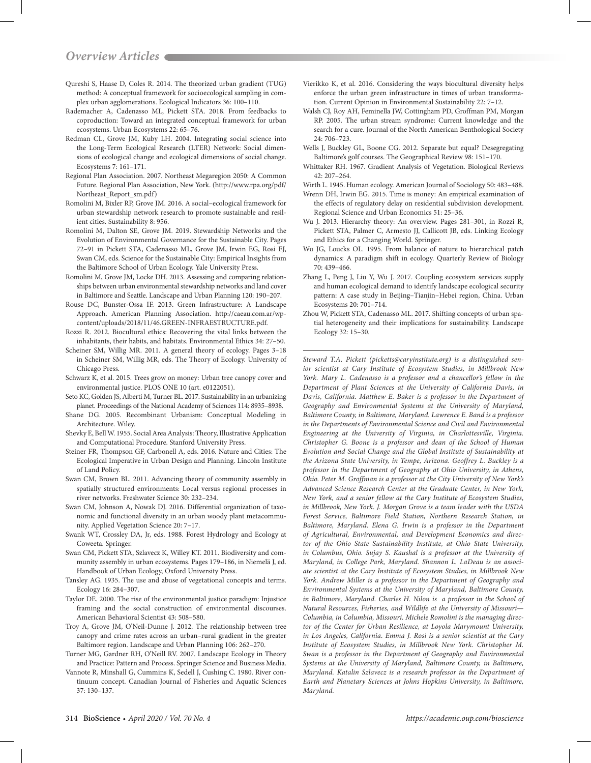Qureshi S, Haase D, Coles R. 2014. The theorized urban gradient (TUG) method: A conceptual framework for socioecological sampling in complex urban agglomerations. Ecological Indicators 36: 100–110.

Rademacher A, Cadenasso ML, Pickett STA. 2018. From feedbacks to coproduction: Toward an integrated conceptual framework for urban ecosystems. Urban Ecosystems 22: 65–76.

Redman CL, Grove JM, Kuby LH. 2004. Integrating social science into the Long-Term Ecological Research (LTER) Network: Social dimensions of ecological change and ecological dimensions of social change. Ecosystems 7: 161–171.

Regional Plan Association. 2007. Northeast Megaregion 2050: A Common Future. Regional Plan Association, New York. (http://www.rpa.org/pdf/Northeast_Report_sm.pdf)

Romolini M, Bixler RP, Grove JM. 2016. A social–ecological framework for urban stewardship network research to promote sustainable and resilient cities. Sustainability 8: 956.

Romolini M, Dalton SE, Grove JM. 2019. Stewardship Networks and the Evolution of Environmental Governance for the Sustainable City. Pages 72–91 in Pickett STA, Cadenasso ML, Grove JM, Irwin EG, Rosi EJ, Swan CM, eds. Science for the Sustainable City: Empirical Insights from the Baltimore School of Urban Ecology. Yale University Press.

Romolini M, Grove JM, Locke DH. 2013. Assessing and comparing relationships between urban environmental stewardship networks and land cover in Baltimore and Seattle. Landscape and Urban Planning 120: 190–207.

Rouse DC, Bunster-Ossa IF. 2013. Green Infrastructure: A Landscape Approach. American Planning Association. http://caeau.com.ar/wp-content/uploads/2018/11/46.GREEN-INFRAESTRUCTURE.pdf.

Rozzi R. 2012. Biocultural ethics: Recovering the vital links between the inhabitants, their habits, and habitats. Environmental Ethics 34: 27–50.

Scheiner SM, Willig MR. 2011. A general theory of ecology. Pages 3–18 in Scheiner SM, Willig MR, eds. The Theory of Ecology. University of Chicago Press.

Schwarz K, et al. 2015. Trees grow on money: Urban tree canopy cover and environmental justice. PLOS ONE 10 (art. e0122051).

Seto KC, Golden JS, Alberti M, Turner BL. 2017. Sustainability in an urbanizing planet. Proceedings of the National Academy of Sciences 114: 8935–8938.

Shane DG. 2005. Recombinant Urbanism: Conceptual Modeling in Architecture. Wiley.

Shevky E, Bell W. 1955. Social Area Analysis: Theory, Illustrative Application and Computational Procedure. Stanford University Press.

Steiner FR, Thompson GF, Carbonell A, eds. 2016. Nature and Cities: The Ecological Imperative in Urban Design and Planning. Lincoln Institute of Land Policy.

Swan CM, Brown BL. 2011. Advancing theory of community assembly in spatially structured environments: Local versus regional processes in river networks. Freshwater Science 30: 232–234.

Swan CM, Johnson A, Nowak DJ. 2016. Differential organization of taxonomic and functional diversity in an urban woody plant metacommunity. Applied Vegetation Science 20: 7–17.

Swank WT, Crossley DA, Jr, eds. 1988. Forest Hydrology and Ecology at Coweeta. Springer.

Swan CM, Pickett STA, Szlavecz K, Willey KT. 2011. Biodiversity and community assembly in urban ecosystems. Pages 179–186, in Niemelä J, ed. Handbook of Urban Ecology, Oxford University Press.

Tansley AG. 1935. The use and abuse of vegetational concepts and terms. Ecology 16: 284–307.

Taylor DE. 2000. The rise of the environmental justice paradigm: Injustice framing and the social construction of environmental discourses. American Behavioral Scientist 43: 508–580.

Troy A, Grove JM, O'Neil-Dunne J. 2012. The relationship between tree canopy and crime rates across an urban–rural gradient in the greater Baltimore region. Landscape and Urban Planning 106: 262–270.

Turner MG, Gardner RH, O'Neill RV. 2007. Landscape Ecology in Theory and Practice: Pattern and Process. Springer Science and Business Media.

Vannote R, Minshall G, Cummins K, Sedell J, Cushing C. 1980. River continuum concept. Canadian Journal of Fisheries and Aquatic Sciences 37: 130–137.

Vierikko K, et al. 2016. Considering the ways biocultural diversity helps enforce the urban green infrastructure in times of urban transformation. Current Opinion in Environmental Sustainability 22: 7–12.

Walsh CJ, Roy AH, Feminella JW, Cottingham PD, Groffman PM, Morgan RP. 2005. The urban stream syndrome: Current knowledge and the search for a cure. Journal of the North American Benthological Society 24: 706–723.

Wells J, Buckley GL, Boone CG. 2012. Separate but equal? Desegregating Baltimore's golf courses. The Geographical Review 98: 151–170.

Whittaker RH. 1967. Gradient Analysis of Vegetation. Biological Reviews 42: 207–264.

Wirth L. 1945. Human ecology. American Journal of Sociology 50: 483–488.

Wrenn DH, Irwin EG. 2015. Time is money: An empirical examination of the effects of regulatory delay on residential subdivision development. Regional Science and Urban Economics 51: 25–36.

Wu J. 2013. Hierarchy theory: An overview. Pages 281–301, in Rozzi R, Pickett STA, Palmer C, Armesto JJ, Callicott JB, eds. Linking Ecology and Ethics for a Changing World. Springer.

Wu JG, Loucks OL. 1995. From balance of nature to hierarchical patch dynamics: A paradigm shift in ecology. Quarterly Review of Biology 70: 439–466.

Zhang L, Peng J, Liu Y, Wu J. 2017. Coupling ecosystem services supply and human ecological demand to identify landscape ecological security pattern: A case study in Beijing–Tianjin–Hebei region, China. Urban Ecosystems 20: 701–714.

Zhou W, Pickett STA, Cadenasso ML. 2017. Shifting concepts of urban spatial heterogeneity and their implications for sustainability. Landscape Ecology 32: 15–30.

---

*Steward T.A. Pickett (picketts@caryinstitute.org) is a distinguished senior scientist at Cary Institute of Ecosystem Studies, in Millbrook New York. Mary L. Cadenasso is a professor and a chancellor's fellow in the Department of Plant Sciences at the University of California Davis, in Davis, California. Matthew E. Baker is a professor in the Department of Geography and Environmental Systems at the University of Maryland, Baltimore County, in Baltimore, Maryland. Lawrence E. Band is a professor in the Departments of Environmental Science and Civil and Environmental Engineering at the University of Virginia, in Charlottesville, Virginia. Christopher G. Boone is a professor and dean of the School of Human Evolution and Social Change and the Global Institute of Sustainability at the Arizona State University, in Tempe, Arizona. Geoffrey L. Buckley is a professor in the Department of Geography at Ohio University, in Athens, Ohio. Peter M. Groffman is a professor at the City University of New York's Advanced Science Research Center at the Graduate Center, in New York, New York, and a senior fellow at the Cary Institute of Ecosystem Studies, in Millbrook, New York. J. Morgan Grove is a team leader with the USDA Forest Service, Baltimore Field Station, Northern Research Station, in Baltimore, Maryland. Elena G. Irwin is a professor in the Department of Agricultural, Environmental, and Development Economics and director of the Ohio State Sustainability Institute, at Ohio State University, in Columbus, Ohio. Sujay S. Kaushal is a professor at the University of Maryland, in College Park, Maryland. Shannon L. LaDeau is an associate scientist at the Cary Institute of Ecosystem Studies, in Millbrook New York. Andrew Miller is a professor in the Department of Geography and Environmental Systems at the University of Maryland, Baltimore County, in Baltimore, Maryland. Charles H. Nilon is a professor in the School of Natural Resources, Fisheries, and Wildlife at the University of Missouri—Columbia, in Columbia, Missouri. Michele Romolini is the managing director of the Center for Urban Resilience, at Loyola Marymount University, in Los Angeles, California. Emma J. Rosi is a senior scientist at the Cary Institute of Ecosystem Studies, in Millbrook New York. Christopher M. Swan is a professor in the Department of Geography and Environmental Systems at the University of Maryland, Baltimore County, in Baltimore, Maryland. Katalin Szlavecz is a research professor in the Department of Earth and Planetary Sciences at Johns Hopkins University, in Baltimore, Maryland.*